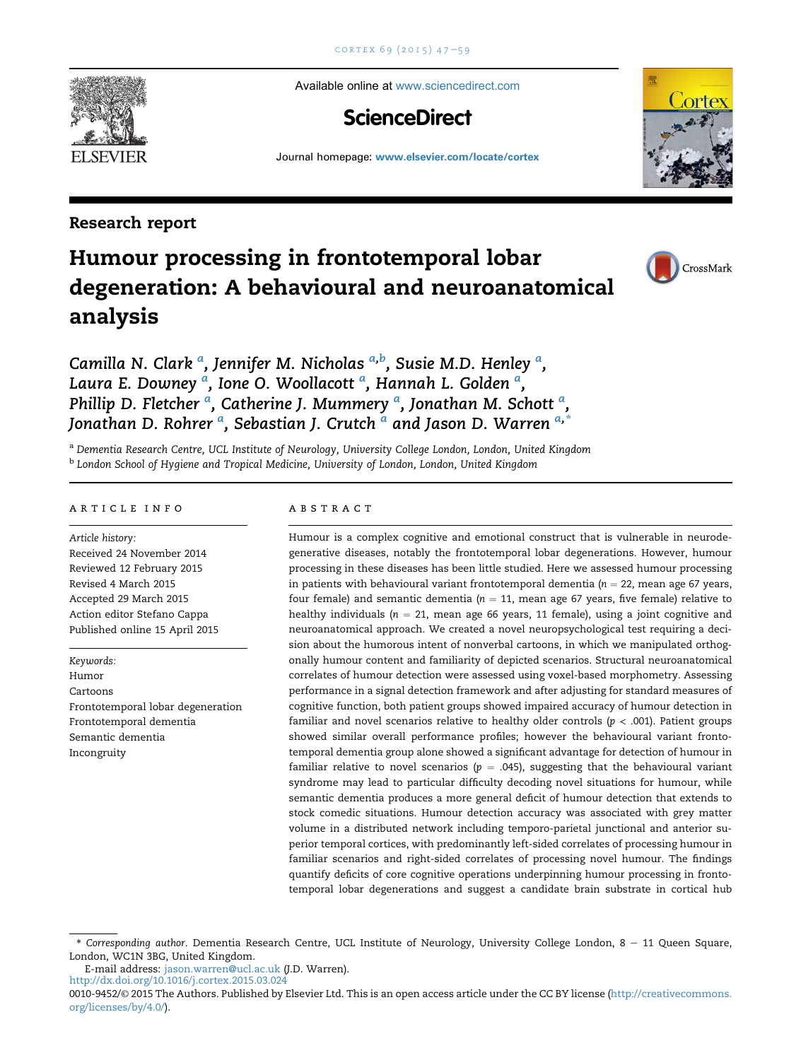Available online at www.sciencedirect.com

**ScienceDirect**

Journal homepage: www.elsevier.com/locate/cortex

**Research report**

# Humour processing in frontotemporal lobar degeneration: A behavioural and neuroanatomical analysis

*Camilla N. Clark* [a], *Jennifer M. Nicholas* [a,b], *Susie M.D. Henley* [a], *Laura E. Downey* [a], *Ione O. Woollacott* [a], *Hannah L. Golden* [a], *Phillip D. Fletcher* [a], *Catherine J. Mummery* [a], *Jonathan M. Schott* [a], *Jonathan D. Rohrer* [a], *Sebastian J. Crutch* [a] and *Jason D. Warren* [a,*]

[a] *Dementia Research Centre, UCL Institute of Neurology, University College London, London, United Kingdom*

[b] *London School of Hygiene and Tropical Medicine, University of London, London, United Kingdom*

## ARTICLE INFO

*Article history:*
Received 24 November 2014
Reviewed 12 February 2015
Revised 4 March 2015
Accepted 29 March 2015
Action editor Stefano Cappa
Published online 15 April 2015

*Keywords:*
Humor
Cartoons
Frontotemporal lobar degeneration
Frontotemporal dementia
Semantic dementia
Incongruity

## ABSTRACT

Humour is a complex cognitive and emotional construct that is vulnerable in neurodegenerative diseases, notably the frontotemporal lobar degenerations. However, humour processing in these diseases has been little studied. Here we assessed humour processing in patients with behavioural variant frontotemporal dementia ($n = 22$, mean age 67 years, four female) and semantic dementia ($n = 11$, mean age 67 years, five female) relative to healthy individuals ($n = 21$, mean age 66 years, 11 female), using a joint cognitive and neuroanatomical approach. We created a novel neuropsychological test requiring a decision about the humorous intent of nonverbal cartoons, in which we manipulated orthogonally humour content and familiarity of depicted scenarios. Structural neuroanatomical correlates of humour detection were assessed using voxel-based morphometry. Assessing performance in a signal detection framework and after adjusting for standard measures of cognitive function, both patient groups showed impaired accuracy of humour detection in familiar and novel scenarios relative to healthy older controls ($p < .001$). Patient groups showed similar overall performance profiles; however the behavioural variant frontotemporal dementia group alone showed a significant advantage for detection of humour in familiar relative to novel scenarios ($p = .045$), suggesting that the behavioural variant syndrome may lead to particular difficulty decoding novel situations for humour, while semantic dementia produces a more general deficit of humour detection that extends to stock comedic situations. Humour detection accuracy was associated with grey matter volume in a distributed network including temporo-parietal junctional and anterior superior temporal cortices, with predominantly left-sided correlates of processing humour in familiar scenarios and right-sided correlates of processing novel humour. The findings quantify deficits of core cognitive operations underpinning humour processing in frontotemporal lobar degenerations and suggest a candidate brain substrate in cortical hub

---

* *Corresponding author*. Dementia Research Centre, UCL Institute of Neurology, University College London, 8 − 11 Queen Square, London, WC1N 3BG, United Kingdom.
E-mail address: jason.warren@ucl.ac.uk (J.D. Warren).
http://dx.doi.org/10.1016/j.cortex.2015.03.024
0010-9452/© 2015 The Authors. Published by Elsevier Ltd. This is an open access article under the CC BY license (http://creativecommons.org/licenses/by/4.0/).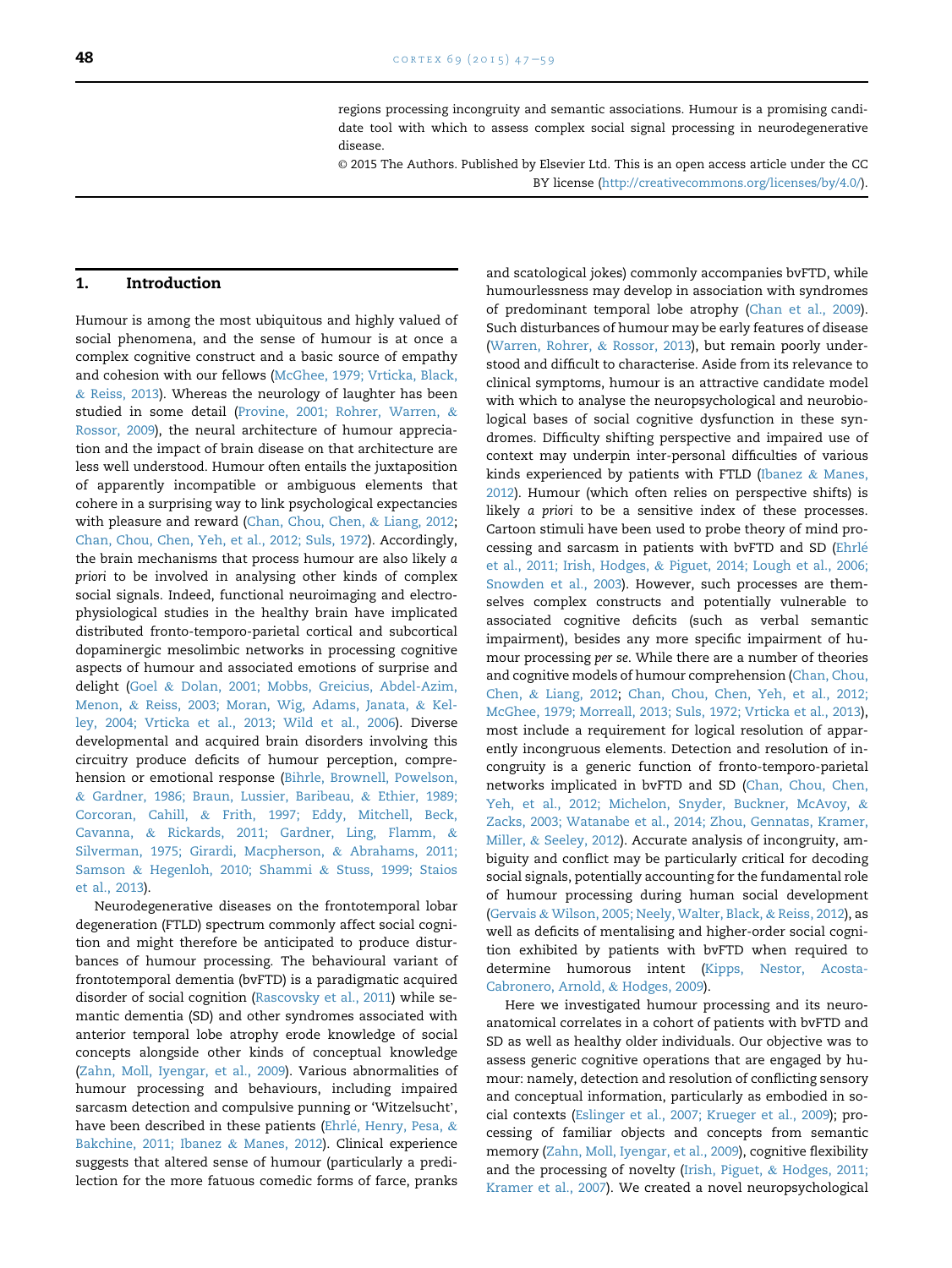regions processing incongruity and semantic associations. Humour is a promising candidate tool with which to assess complex social signal processing in neurodegenerative disease.

© 2015 The Authors. Published by Elsevier Ltd. This is an open access article under the CC BY license (http://creativecommons.org/licenses/by/4.0/).

## 1. Introduction

Humour is among the most ubiquitous and highly valued of social phenomena, and the sense of humour is at once a complex cognitive construct and a basic source of empathy and cohesion with our fellows (McGhee, 1979; Vrticka, Black, & Reiss, 2013). Whereas the neurology of laughter has been studied in some detail (Provine, 2001; Rohrer, Warren, & Rossor, 2009), the neural architecture of humour appreciation and the impact of brain disease on that architecture are less well understood. Humour often entails the juxtaposition of apparently incompatible or ambiguous elements that cohere in a surprising way to link psychological expectancies with pleasure and reward (Chan, Chou, Chen, & Liang, 2012; Chan, Chou, Chen, Yeh, et al., 2012; Suls, 1972). Accordingly, the brain mechanisms that process humour are also likely *a priori* to be involved in analysing other kinds of complex social signals. Indeed, functional neuroimaging and electrophysiological studies in the healthy brain have implicated distributed fronto-temporo-parietal cortical and subcortical dopaminergic mesolimbic networks in processing cognitive aspects of humour and associated emotions of surprise and delight (Goel & Dolan, 2001; Mobbs, Greicius, Abdel-Azim, Menon, & Reiss, 2003; Moran, Wig, Adams, Janata, & Kelley, 2004; Vrticka et al., 2013; Wild et al., 2006). Diverse developmental and acquired brain disorders involving this circuitry produce deficits of humour perception, comprehension or emotional response (Bihrle, Brownell, Powelson, & Gardner, 1986; Braun, Lussier, Baribeau, & Ethier, 1989; Corcoran, Cahill, & Frith, 1997; Eddy, Mitchell, Beck, Cavanna, & Rickards, 2011; Gardner, Ling, Flamm, & Silverman, 1975; Girardi, Macpherson, & Abrahams, 2011; Samson & Hegenloh, 2010; Shammi & Stuss, 1999; Staios et al., 2013).

Neurodegenerative diseases on the frontotemporal lobar degeneration (FTLD) spectrum commonly affect social cognition and might therefore be anticipated to produce disturbances of humour processing. The behavioural variant of frontotemporal dementia (bvFTD) is a paradigmatic acquired disorder of social cognition (Rascovsky et al., 2011) while semantic dementia (SD) and other syndromes associated with anterior temporal lobe atrophy erode knowledge of social concepts alongside other kinds of conceptual knowledge (Zahn, Moll, Iyengar, et al., 2009). Various abnormalities of humour processing and behaviours, including impaired sarcasm detection and compulsive punning or 'Witzelsucht', have been described in these patients (Ehrlé, Henry, Pesa, & Bakchine, 2011; Ibanez & Manes, 2012). Clinical experience suggests that altered sense of humour (particularly a predilection for the more fatuous comedic forms of farce, pranks and scatological jokes) commonly accompanies bvFTD, while humourlessness may develop in association with syndromes of predominant temporal lobe atrophy (Chan et al., 2009). Such disturbances of humour may be early features of disease (Warren, Rohrer, & Rossor, 2013), but remain poorly understood and difficult to characterise. Aside from its relevance to clinical symptoms, humour is an attractive candidate model with which to analyse the neuropsychological and neurobiological bases of social cognitive dysfunction in these syndromes. Difficulty shifting perspective and impaired use of context may underpin inter-personal difficulties of various kinds experienced by patients with FTLD (Ibanez & Manes, 2012). Humour (which often relies on perspective shifts) is likely *a priori* to be a sensitive index of these processes. Cartoon stimuli have been used to probe theory of mind processing and sarcasm in patients with bvFTD and SD (Ehrlé et al., 2011; Irish, Hodges, & Piguet, 2014; Lough et al., 2006; Snowden et al., 2003). However, such processes are themselves complex constructs and potentially vulnerable to associated cognitive deficits (such as verbal semantic impairment), besides any more specific impairment of humour processing *per se*. While there are a number of theories and cognitive models of humour comprehension (Chan, Chou, Chen, & Liang, 2012; Chan, Chou, Chen, Yeh, et al., 2012; McGhee, 1979; Morreall, 2013; Suls, 1972; Vrticka et al., 2013), most include a requirement for logical resolution of apparently incongruous elements. Detection and resolution of incongruity is a generic function of fronto-temporo-parietal networks implicated in bvFTD and SD (Chan, Chou, Chen, Yeh, et al., 2012; Michelon, Snyder, Buckner, McAvoy, & Zacks, 2003; Watanabe et al., 2014; Zhou, Gennatas, Kramer, Miller, & Seeley, 2012). Accurate analysis of incongruity, ambiguity and conflict may be particularly critical for decoding social signals, potentially accounting for the fundamental role of humour processing during human social development (Gervais & Wilson, 2005; Neely, Walter, Black, & Reiss, 2012), as well as deficits of mentalising and higher-order social cognition exhibited by patients with bvFTD when required to determine humorous intent (Kipps, Nestor, Acosta-Cabronero, Arnold, & Hodges, 2009).

Here we investigated humour processing and its neuroanatomical correlates in a cohort of patients with bvFTD and SD as well as healthy older individuals. Our objective was to assess generic cognitive operations that are engaged by humour: namely, detection and resolution of conflicting sensory and conceptual information, particularly as embodied in social contexts (Eslinger et al., 2007; Krueger et al., 2009); processing of familiar objects and concepts from semantic memory (Zahn, Moll, Iyengar, et al., 2009), cognitive flexibility and the processing of novelty (Irish, Piguet, & Hodges, 2011; Kramer et al., 2007). We created a novel neuropsychological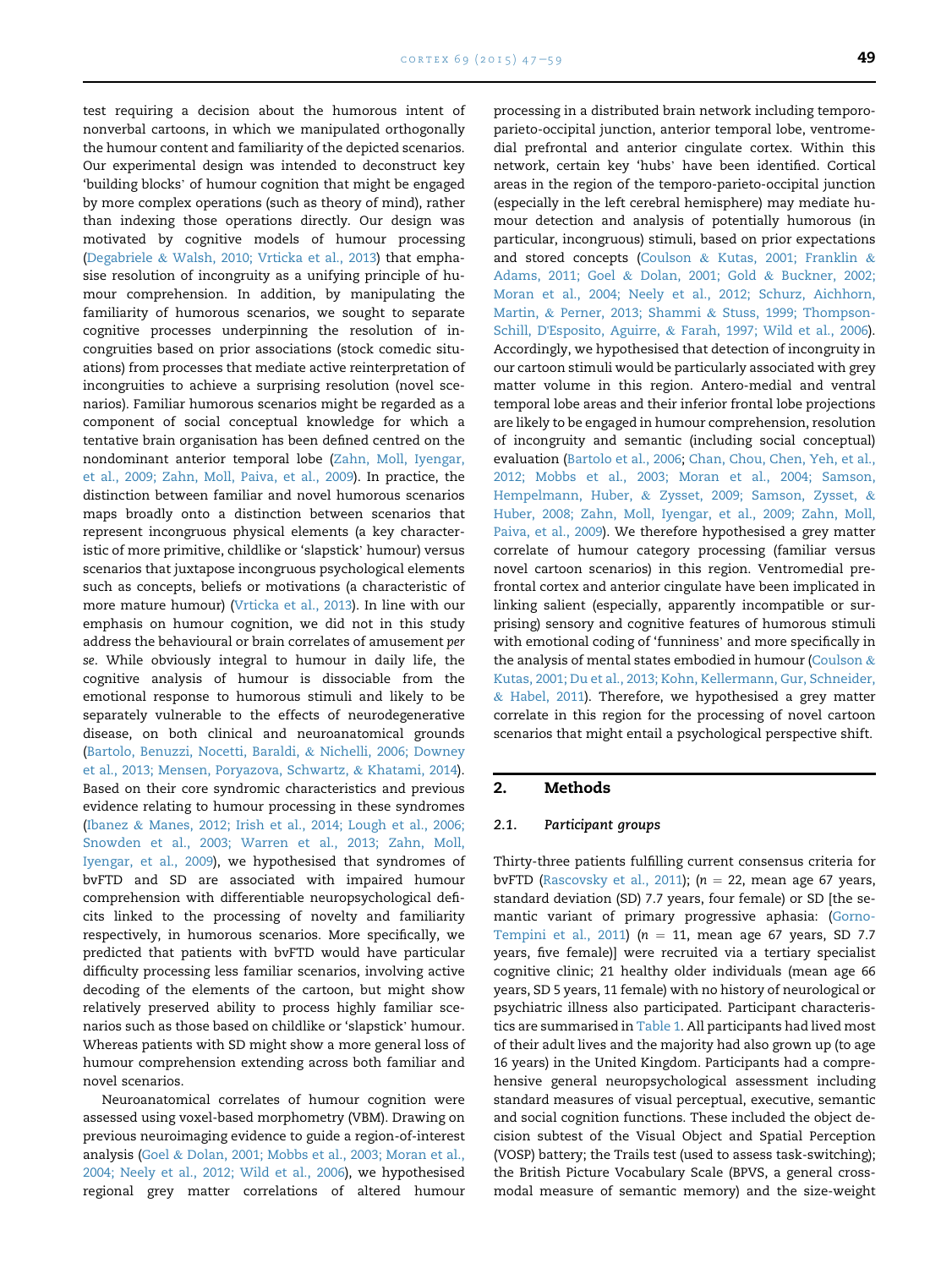test requiring a decision about the humorous intent of nonverbal cartoons, in which we manipulated orthogonally the humour content and familiarity of the depicted scenarios. Our experimental design was intended to deconstruct key 'building blocks' of humour cognition that might be engaged by more complex operations (such as theory of mind), rather than indexing those operations directly. Our design was motivated by cognitive models of humour processing (Degabriele & Walsh, 2010; Vrticka et al., 2013) that emphasise resolution of incongruity as a unifying principle of humour comprehension. In addition, by manipulating the familiarity of humorous scenarios, we sought to separate cognitive processes underpinning the resolution of incongruities based on prior associations (stock comedic situations) from processes that mediate active reinterpretation of incongruities to achieve a surprising resolution (novel scenarios). Familiar humorous scenarios might be regarded as a component of social conceptual knowledge for which a tentative brain organisation has been defined centred on the nondominant anterior temporal lobe (Zahn, Moll, Iyengar, et al., 2009; Zahn, Moll, Paiva, et al., 2009). In practice, the distinction between familiar and novel humorous scenarios maps broadly onto a distinction between scenarios that represent incongruous physical elements (a key characteristic of more primitive, childlike or 'slapstick' humour) versus scenarios that juxtapose incongruous psychological elements such as concepts, beliefs or motivations (a characteristic of more mature humour) (Vrticka et al., 2013). In line with our emphasis on humour cognition, we did not in this study address the behavioural or brain correlates of amusement *per se*. While obviously integral to humour in daily life, the cognitive analysis of humour is dissociable from the emotional response to humorous stimuli and likely to be separately vulnerable to the effects of neurodegenerative disease, on both clinical and neuroanatomical grounds (Bartolo, Benuzzi, Nocetti, Baraldi, & Nichelli, 2006; Downey et al., 2013; Mensen, Poryazova, Schwartz, & Khatami, 2014). Based on their core syndromic characteristics and previous evidence relating to humour processing in these syndromes (Ibanez & Manes, 2012; Irish et al., 2014; Lough et al., 2006; Snowden et al., 2003; Warren et al., 2013; Zahn, Moll, Iyengar, et al., 2009), we hypothesised that syndromes of bvFTD and SD are associated with impaired humour comprehension with differentiable neuropsychological deficits linked to the processing of novelty and familiarity respectively, in humorous scenarios. More specifically, we predicted that patients with bvFTD would have particular difficulty processing less familiar scenarios, involving active decoding of the elements of the cartoon, but might show relatively preserved ability to process highly familiar scenarios such as those based on childlike or 'slapstick' humour. Whereas patients with SD might show a more general loss of humour comprehension extending across both familiar and novel scenarios.

Neuroanatomical correlates of humour cognition were assessed using voxel-based morphometry (VBM). Drawing on previous neuroimaging evidence to guide a region-of-interest analysis (Goel & Dolan, 2001; Mobbs et al., 2003; Moran et al., 2004; Neely et al., 2012; Wild et al., 2006), we hypothesised regional grey matter correlations of altered humour processing in a distributed brain network including temporo-parieto-occipital junction, anterior temporal lobe, ventromedial prefrontal and anterior cingulate cortex. Within this network, certain key 'hubs' have been identified. Cortical areas in the region of the temporo-parieto-occipital junction (especially in the left cerebral hemisphere) may mediate humour detection and analysis of potentially humorous (in particular, incongruous) stimuli, based on prior expectations and stored concepts (Coulson & Kutas, 2001; Franklin & Adams, 2011; Goel & Dolan, 2001; Gold & Buckner, 2002; Moran et al., 2004; Neely et al., 2012; Schurz, Aichhorn, Martin, & Perner, 2013; Shammi & Stuss, 1999; Thompson-Schill, D'Esposito, Aguirre, & Farah, 1997; Wild et al., 2006). Accordingly, we hypothesised that detection of incongruity in our cartoon stimuli would be particularly associated with grey matter volume in this region. Antero-medial and ventral temporal lobe areas and their inferior frontal lobe projections are likely to be engaged in humour comprehension, resolution of incongruity and semantic (including social conceptual) evaluation (Bartolo et al., 2006; Chan, Chou, Chen, Yeh, et al., 2012; Mobbs et al., 2003; Moran et al., 2004; Samson, Hempelmann, Huber, & Zysset, 2009; Samson, Zysset, & Huber, 2008; Zahn, Moll, Iyengar, et al., 2009; Zahn, Moll, Paiva, et al., 2009). We therefore hypothesised a grey matter correlate of humour category processing (familiar versus novel cartoon scenarios) in this region. Ventromedial prefrontal cortex and anterior cingulate have been implicated in linking salient (especially, apparently incompatible or surprising) sensory and cognitive features of humorous stimuli with emotional coding of 'funniness' and more specifically in the analysis of mental states embodied in humour (Coulson & Kutas, 2001; Du et al., 2013; Kohn, Kellermann, Gur, Schneider, & Habel, 2011). Therefore, we hypothesised a grey matter correlate in this region for the processing of novel cartoon scenarios that might entail a psychological perspective shift.

## 2. Methods

### 2.1. Participant groups

Thirty-three patients fulfilling current consensus criteria for bvFTD (Rascovsky et al., 2011); ($n = 22$, mean age 67 years, standard deviation (SD) 7.7 years, four female) or SD [the semantic variant of primary progressive aphasia: (Gorno-Tempini et al., 2011) ($n = 11$, mean age 67 years, SD 7.7 years, five female)] were recruited via a tertiary specialist cognitive clinic; 21 healthy older individuals (mean age 66 years, SD 5 years, 11 female) with no history of neurological or psychiatric illness also participated. Participant characteristics are summarised in Table 1. All participants had lived most of their adult lives and the majority had also grown up (to age 16 years) in the United Kingdom. Participants had a comprehensive general neuropsychological assessment including standard measures of visual perceptual, executive, semantic and social cognition functions. These included the object decision subtest of the Visual Object and Spatial Perception (VOSP) battery; the Trails test (used to assess task-switching); the British Picture Vocabulary Scale (BPVS, a general cross-modal measure of semantic memory) and the size-weight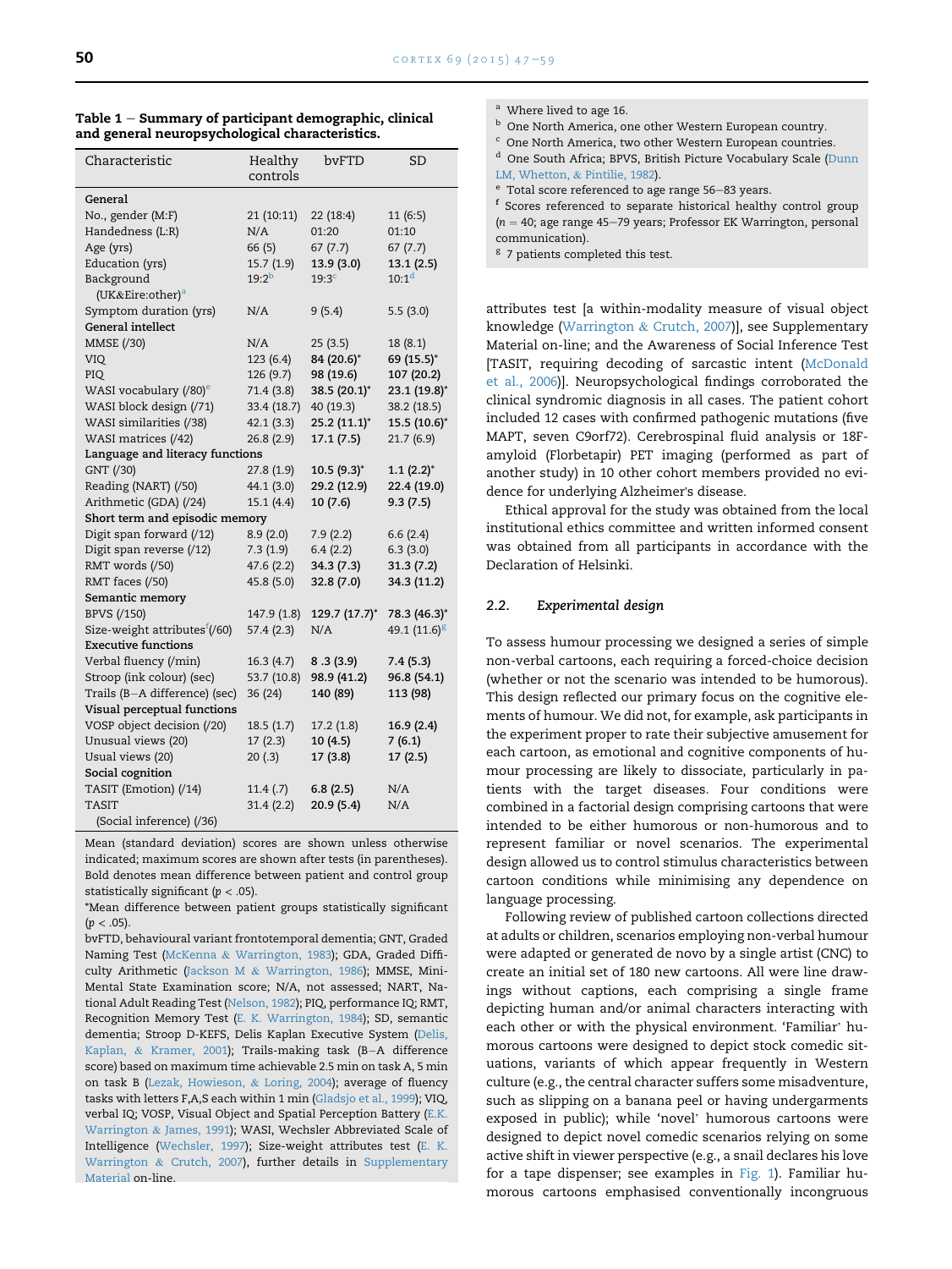**Table 1 – Summary of participant demographic, clinical and general neuropsychological characteristics.**

| Characteristic | Healthy controls | bvFTD | SD |
|---|---|---|---|
| **General** | | | |
| No., gender (M:F) | 21 (10:11) | 22 (18:4) | 11 (6:5) |
| Handedness (L:R) | N/A | 01:20 | 01:10 |
| Age (yrs) | 66 (5) | 67 (7.7) | 67 (7.7) |
| Education (yrs) | 15.7 (1.9) | **13.9 (3.0)** | **13.1 (2.5)** |
| Background (UK&Eire:other)[a] | 19:2[b] | 19:3[c] | 10:1[d] |
| Symptom duration (yrs) | N/A | 9 (5.4) | 5.5 (3.0) |
| **General intellect** | | | |
| MMSE (/30) | N/A | 25 (3.5) | 18 (8.1) |
| VIQ | 123 (6.4) | **84 (20.6)*** | **69 (15.5)*** |
| PIQ | 126 (9.7) | **98 (19.6)** | **107 (20.2)** |
| WASI vocabulary (/80)[e] | 71.4 (3.8) | **38.5 (20.1)*** | **23.1 (19.8)*** |
| WASI block design (/71) | 33.4 (18.7) | 40 (19.3) | 38.2 (18.5) |
| WASI similarities (/38) | 42.1 (3.3) | **25.2 (11.1)*** | **15.5 (10.6)*** |
| WASI matrices (/42) | 26.8 (2.9) | **17.1 (7.5)** | 21.7 (6.9) |
| **Language and literacy functions** | | | |
| GNT (/30) | 27.8 (1.9) | **10.5 (9.3)*** | **1.1 (2.2)*** |
| Reading (NART) (/50) | 44.1 (3.0) | **29.2 (12.9)** | **22.4 (19.0)** |
| Arithmetic (GDA) (/24) | 15.1 (4.4) | **10 (7.6)** | **9.3 (7.5)** |
| **Short term and episodic memory** | | | |
| Digit span forward (/12) | 8.9 (2.0) | 7.9 (2.2) | 6.6 (2.4) |
| Digit span reverse (/12) | 7.3 (1.9) | 6.4 (2.2) | 6.3 (3.0) |
| RMT words (/50) | 47.6 (2.2) | **34.3 (7.3)** | **31.3 (7.2)** |
| RMT faces (/50) | 45.8 (5.0) | **32.8 (7.0)** | **34.3 (11.2)** |
| **Semantic memory** | | | |
| BPVS (/150) | 147.9 (1.8) | **129.7 (17.7)*** | **78.3 (46.3)*** |
| Size-weight attributes[f] (/60) | 57.4 (2.3) | N/A | **49.1 (11.6)**[g] |
| **Executive functions** | | | |
| Verbal fluency (/min) | 16.3 (4.7) | **8 .3 (3.9)** | **7.4 (5.3)** |
| Stroop (ink colour) (sec) | 53.7 (10.8) | **98.9 (41.2)** | **96.8 (54.1)** |
| Trails (B–A difference) (sec) | 36 (24) | **140 (89)** | **113 (98)** |
| **Visual perceptual functions** | | | |
| VOSP object decision (/20) | 18.5 (1.7) | 17.2 (1.8) | **16.9 (2.4)** |
| Unusual views (20) | 17 (2.3) | **10 (4.5)** | **7 (6.1)** |
| Usual views (20) | 20 (.3) | **17 (3.8)** | **17 (2.5)** |
| **Social cognition** | | | |
| TASIT (Emotion) (/14) | 11.4 (.7) | **6.8 (2.5)** | N/A |
| TASIT (Social inference) (/36) | 31.4 (2.2) | **20.9 (5.4)** | N/A |

Mean (standard deviation) scores are shown unless otherwise indicated; maximum scores are shown after tests (in parentheses). Bold denotes mean difference between patient and control group statistically significant ($p < .05$).

*Mean difference between patient groups statistically significant ($p < .05$).

bvFTD, behavioural variant frontotemporal dementia; GNT, Graded Naming Test (McKenna & Warrington, 1983); GDA, Graded Difficulty Arithmetic (Jackson M & Warrington, 1986); MMSE, Mini-Mental State Examination score; N/A, not assessed; NART, National Adult Reading Test (Nelson, 1982); PIQ, performance IQ; RMT, Recognition Memory Test (E. K. Warrington, 1984); SD, semantic dementia; Stroop D-KEFS, Delis Kaplan Executive System (Delis, Kaplan, & Kramer, 2001); Trails-making task (B–A difference score) based on maximum time achievable 2.5 min on task A, 5 min on task B (Lezak, Howieson, & Loring, 2004); average of fluency tasks with letters F,A,S each within 1 min (Gladsjo et al., 1999); VIQ, verbal IQ; VOSP, Visual Object and Spatial Perception Battery (E.K. Warrington & James, 1991); WASI, Wechsler Abbreviated Scale of Intelligence (Wechsler, 1997); Size-weight attributes test (E. K. Warrington & Crutch, 2007), further details in Supplementary Material on-line.

[a] Where lived to age 16.
[b] One North America, one other Western European country.
[c] One North America, two other Western European countries.
[d] One South Africa; BPVS, British Picture Vocabulary Scale (Dunn LM, Whetton, & Pintilie, 1982).
[e] Total score referenced to age range 56–83 years.
[f] Scores referenced to separate historical healthy control group ($n = 40$; age range 45–79 years; Professor EK Warrington, personal communication).
[g] 7 patients completed this test.

attributes test [a within-modality measure of visual object knowledge (Warrington & Crutch, 2007)], see Supplementary Material on-line; and the Awareness of Social Inference Test [TASIT, requiring decoding of sarcastic intent (McDonald et al., 2006)]. Neuropsychological findings corroborated the clinical syndromic diagnosis in all cases. The patient cohort included 12 cases with confirmed pathogenic mutations (five MAPT, seven C9orf72). Cerebrospinal fluid analysis or 18F-amyloid (Florbetapir) PET imaging (performed as part of another study) in 10 other cohort members provided no evidence for underlying Alzheimer's disease.

Ethical approval for the study was obtained from the local institutional ethics committee and written informed consent was obtained from all participants in accordance with the Declaration of Helsinki.

### 2.2. Experimental design

To assess humour processing we designed a series of simple non-verbal cartoons, each requiring a forced-choice decision (whether or not the scenario was intended to be humorous). This design reflected our primary focus on the cognitive elements of humour. We did not, for example, ask participants in the experiment proper to rate their subjective amusement for each cartoon, as emotional and cognitive components of humour processing are likely to dissociate, particularly in patients with the target diseases. Four conditions were combined in a factorial design comprising cartoons that were intended to be either humorous or non-humorous and to represent familiar or novel scenarios. The experimental design allowed us to control stimulus characteristics between cartoon conditions while minimising any dependence on language processing.

Following review of published cartoon collections directed at adults or children, scenarios employing non-verbal humour were adapted or generated de novo by a single artist (CNC) to create an initial set of 180 new cartoons. All were line drawings without captions, each comprising a single frame depicting human and/or animal characters interacting with each other or with the physical environment. 'Familiar' humorous cartoons were designed to depict stock comedic situations, variants of which appear frequently in Western culture (e.g., the central character suffers some misadventure, such as slipping on a banana peel or having undergarments exposed in public); while 'novel' humorous cartoons were designed to depict novel comedic scenarios relying on some active shift in viewer perspective (e.g., a snail declares his love for a tape dispenser; see examples in Fig. 1). Familiar humorous cartoons emphasised conventionally incongruous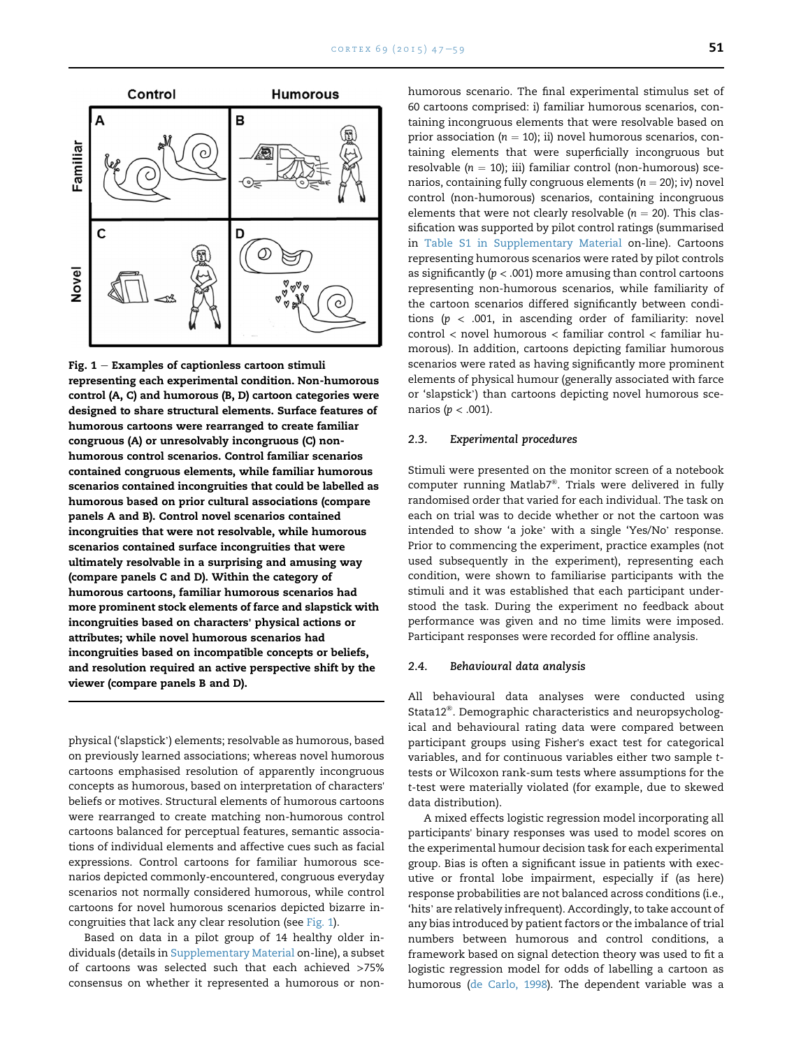Fig. 1 — **Examples of captionless cartoon stimuli representing each experimental condition. Non-humorous control (A, C) and humorous (B, D) cartoon categories were designed to share structural elements. Surface features of humorous cartoons were rearranged to create familiar congruous (A) or unresolvably incongruous (C) non-humorous control scenarios. Control familiar scenarios contained congruous elements, while familiar humorous scenarios contained incongruities that could be labelled as humorous based on prior cultural associations (compare panels A and B). Control novel scenarios contained incongruities that were not resolvable, while humorous scenarios contained surface incongruities that were ultimately resolvable in a surprising and amusing way (compare panels C and D). Within the category of humorous cartoons, familiar humorous scenarios had more prominent stock elements of farce and slapstick with incongruities based on characters' physical actions or attributes; while novel humorous scenarios had incongruities based on incompatible concepts or beliefs, and resolution required an active perspective shift by the viewer (compare panels B and D).**

physical ('slapstick') elements; resolvable as humorous, based on previously learned associations; whereas novel humorous cartoons emphasised resolution of apparently incongruous concepts as humorous, based on interpretation of characters' beliefs or motives. Structural elements of humorous cartoons were rearranged to create matching non-humorous control cartoons balanced for perceptual features, semantic associations of individual elements and affective cues such as facial expressions. Control cartoons for familiar humorous scenarios depicted commonly-encountered, congruous everyday scenarios not normally considered humorous, while control cartoons for novel humorous scenarios depicted bizarre incongruities that lack any clear resolution (see Fig. 1).

Based on data in a pilot group of 14 healthy older individuals (details in Supplementary Material on-line), a subset of cartoons was selected such that each achieved >75% consensus on whether it represented a humorous or non-humorous scenario. The final experimental stimulus set of 60 cartoons comprised: i) familiar humorous scenarios, containing incongruous elements that were resolvable based on prior association ($n = 10$); ii) novel humorous scenarios, containing elements that were superficially incongruous but resolvable ($n = 10$); iii) familiar control (non-humorous) scenarios, containing fully congruous elements ($n = 20$); iv) novel control (non-humorous) scenarios, containing incongruous elements that were not clearly resolvable ($n = 20$). This classification was supported by pilot control ratings (summarised in Table S1 in Supplementary Material on-line). Cartoons representing humorous scenarios were rated by pilot controls as significantly ($p < .001$) more amusing than control cartoons representing non-humorous scenarios, while familiarity of the cartoon scenarios differed significantly between conditions ($p < .001$, in ascending order of familiarity: novel control < novel humorous < familiar control < familiar humorous). In addition, cartoons depicting familiar humorous scenarios were rated as having significantly more prominent elements of physical humour (generally associated with farce or 'slapstick') than cartoons depicting novel humorous scenarios ($p < .001$).

### 2.3. *Experimental procedures*

Stimuli were presented on the monitor screen of a notebook computer running Matlab7®. Trials were delivered in fully randomised order that varied for each individual. The task on each on trial was to decide whether or not the cartoon was intended to show 'a joke' with a single 'Yes/No' response. Prior to commencing the experiment, practice examples (not used subsequently in the experiment), representing each condition, were shown to familiarise participants with the stimuli and it was established that each participant understood the task. During the experiment no feedback about performance was given and no time limits were imposed. Participant responses were recorded for offline analysis.

### 2.4. *Behavioural data analysis*

All behavioural data analyses were conducted using Stata12®. Demographic characteristics and neuropsychological and behavioural rating data were compared between participant groups using Fisher's exact test for categorical variables, and for continuous variables either two sample *t*-tests or Wilcoxon rank-sum tests where assumptions for the *t*-test were materially violated (for example, due to skewed data distribution).

A mixed effects logistic regression model incorporating all participants' binary responses was used to model scores on the experimental humour decision task for each experimental group. Bias is often a significant issue in patients with executive or frontal lobe impairment, especially if (as here) response probabilities are not balanced across conditions (i.e., 'hits' are relatively infrequent). Accordingly, to take account of any bias introduced by patient factors or the imbalance of trial numbers between humorous and control conditions, a framework based on signal detection theory was used to fit a logistic regression model for odds of labelling a cartoon as humorous (de Carlo, 1998). The dependent variable was a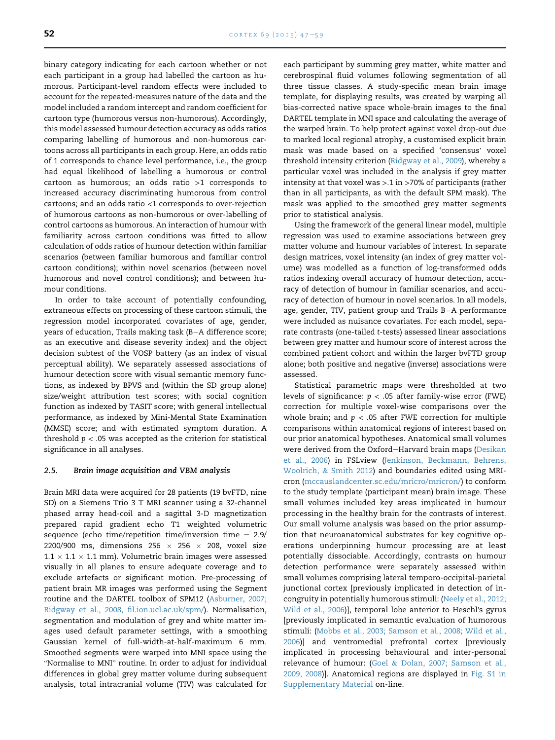binary category indicating for each cartoon whether or not each participant in a group had labelled the cartoon as humorous. Participant-level random effects were included to account for the repeated-measures nature of the data and the model included a random intercept and random coefficient for cartoon type (humorous versus non-humorous). Accordingly, this model assessed humour detection accuracy as odds ratios comparing labelling of humorous and non-humorous cartoons across all participants in each group. Here, an odds ratio of 1 corresponds to chance level performance, i.e., the group had equal likelihood of labelling a humorous or control cartoon as humorous; an odds ratio >1 corresponds to increased accuracy discriminating humorous from control cartoons; and an odds ratio <1 corresponds to over-rejection of humorous cartoons as non-humorous or over-labelling of control cartoons as humorous. An interaction of humour with familiarity across cartoon conditions was fitted to allow calculation of odds ratios of humour detection within familiar scenarios (between familiar humorous and familiar control cartoon conditions); within novel scenarios (between novel humorous and novel control conditions); and between humour conditions.

In order to take account of potentially confounding, extraneous effects on processing of these cartoon stimuli, the regression model incorporated covariates of age, gender, years of education, Trails making task (B−A difference score; as an executive and disease severity index) and the object decision subtest of the VOSP battery (as an index of visual perceptual ability). We separately assessed associations of humour detection score with visual semantic memory functions, as indexed by BPVS and (within the SD group alone) size/weight attribution test scores; with social cognition function as indexed by TASIT score; with general intellectual performance, as indexed by Mini-Mental State Examination (MMSE) score; and with estimated symptom duration. A threshold $p < .05$ was accepted as the criterion for statistical significance in all analyses.

### 2.5. *Brain image acquisition and VBM analysis*

Brain MRI data were acquired for 28 patients (19 bvFTD, nine SD) on a Siemens Trio 3 T MRI scanner using a 32-channel phased array head-coil and a sagittal 3-D magnetization prepared rapid gradient echo T1 weighted volumetric sequence (echo time/repetition time/inversion time = 2.9/2200/900 ms, dimensions 256 × 256 × 208, voxel size 1.1 × 1.1 × 1.1 mm). Volumetric brain images were assessed visually in all planes to ensure adequate coverage and to exclude artefacts or significant motion. Pre-processing of patient brain MR images was performed using the Segment routine and the DARTEL toolbox of SPM12 (Asburner, 2007; Ridgway et al., 2008, fil.ion.ucl.ac.uk/spm/). Normalisation, segmentation and modulation of grey and white matter images used default parameter settings, with a smoothing Gaussian kernel of full-width-at-half-maximum 6 mm. Smoothed segments were warped into MNI space using the "Normalise to MNI" routine. In order to adjust for individual differences in global grey matter volume during subsequent analysis, total intracranial volume (TIV) was calculated for each participant by summing grey matter, white matter and cerebrospinal fluid volumes following segmentation of all three tissue classes. A study-specific mean brain image template, for displaying results, was created by warping all bias-corrected native space whole-brain images to the final DARTEL template in MNI space and calculating the average of the warped brain. To help protect against voxel drop-out due to marked local regional atrophy, a customised explicit brain mask was made based on a specified 'consensus' voxel threshold intensity criterion (Ridgway et al., 2009), whereby a particular voxel was included in the analysis if grey matter intensity at that voxel was >.1 in >70% of participants (rather than in all participants, as with the default SPM mask). The mask was applied to the smoothed grey matter segments prior to statistical analysis.

Using the framework of the general linear model, multiple regression was used to examine associations between grey matter volume and humour variables of interest. In separate design matrices, voxel intensity (an index of grey matter volume) was modelled as a function of log-transformed odds ratios indexing overall accuracy of humour detection, accuracy of detection of humour in familiar scenarios, and accuracy of detection of humour in novel scenarios. In all models, age, gender, TIV, patient group and Trails B−A performance were included as nuisance covariates. For each model, separate contrasts (one-tailed *t*-tests) assessed linear associations between grey matter and humour score of interest across the combined patient cohort and within the larger bvFTD group alone; both positive and negative (inverse) associations were assessed.

Statistical parametric maps were thresholded at two levels of significance: $p < .05$ after family-wise error (FWE) correction for multiple voxel-wise comparisons over the whole brain; and $p < .05$ after FWE correction for multiple comparisons within anatomical regions of interest based on our prior anatomical hypotheses. Anatomical small volumes were derived from the Oxford−Harvard brain maps (Desikan et al., 2006) in FSLview (Jenkinson, Beckmann, Behrens, Woolrich, & Smith 2012) and boundaries edited using MRIcron (mccauslandcenter.sc.edu/mricro/mricron/) to conform to the study template (participant mean) brain image. These small volumes included key areas implicated in humour processing in the healthy brain for the contrasts of interest. Our small volume analysis was based on the prior assumption that neuroanatomical substrates for key cognitive operations underpinning humour processing are at least potentially dissociable. Accordingly, contrasts on humour detection performance were separately assessed within small volumes comprising lateral temporo-occipital-parietal junctional cortex [previously implicated in detection of incongruity in potentially humorous stimuli: (Neely et al., 2012; Wild et al., 2006)], temporal lobe anterior to Heschl's gyrus [previously implicated in semantic evaluation of humorous stimuli: (Mobbs et al., 2003; Samson et al., 2008; Wild et al., 2006)] and ventromedial prefrontal cortex [previously implicated in processing behavioural and inter-personal relevance of humour: (Goel & Dolan, 2007; Samson et al., 2009, 2008)]. Anatomical regions are displayed in Fig. S1 in Supplementary Material on-line.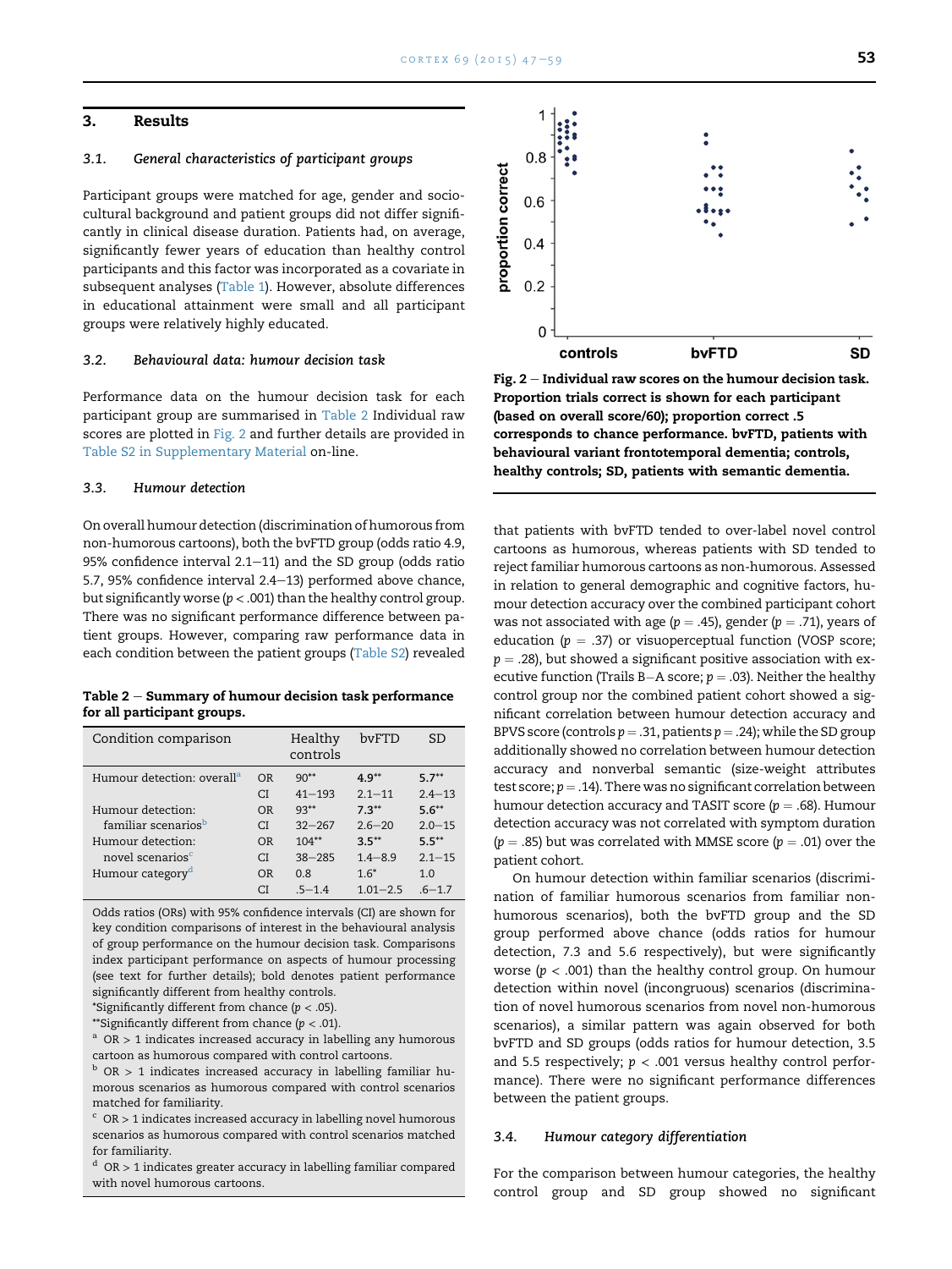## 3. Results

### 3.1. General characteristics of participant groups

Participant groups were matched for age, gender and sociocultural background and patient groups did not differ significantly in clinical disease duration. Patients had, on average, significantly fewer years of education than healthy control participants and this factor was incorporated as a covariate in subsequent analyses (Table 1). However, absolute differences in educational attainment were small and all participant groups were relatively highly educated.

### 3.2. Behavioural data: humour decision task

Performance data on the humour decision task for each participant group are summarised in Table 2 Individual raw scores are plotted in Fig. 2 and further details are provided in Table S2 in Supplementary Material on-line.

### 3.3. Humour detection

On overall humour detection (discrimination of humorous from non-humorous cartoons), both the bvFTD group (odds ratio 4.9, 95% confidence interval 2.1–11) and the SD group (odds ratio 5.7, 95% confidence interval 2.4–13) performed above chance, but significantly worse ($p < .001$) than the healthy control group. There was no significant performance difference between patient groups. However, comparing raw performance data in each condition between the patient groups (Table S2) revealed that patients with bvFTD tended to over-label novel control cartoons as humorous, whereas patients with SD tended to reject familiar humorous cartoons as non-humorous. Assessed in relation to general demographic and cognitive factors, humour detection accuracy over the combined participant cohort was not associated with age ($p = .45$), gender ($p = .71$), years of education ($p = .37$) or visuoperceptual function (VOSP score; $p = .28$), but showed a significant positive association with executive function (Trails B–A score; $p = .03$). Neither the healthy control group nor the combined patient cohort showed a significant correlation between humour detection accuracy and BPVS score (controls $p = .31$, patients $p = .24$); while the SD group additionally showed no correlation between humour detection accuracy and nonverbal semantic (size-weight attributes test score; $p = .14$). There was no significant correlation between humour detection accuracy and TASIT score ($p = .68$). Humour detection accuracy was not correlated with symptom duration ($p = .85$) but was correlated with MMSE score ($p = .01$) over the patient cohort.

On humour detection within familiar scenarios (discrimination of familiar humorous scenarios from familiar non-humorous scenarios), both the bvFTD group and the SD group performed above chance (odds ratios for humour detection, 7.3 and 5.6 respectively), but were significantly worse ($p < .001$) than the healthy control group. On humour detection within novel (incongruous) scenarios (discrimination of novel humorous scenarios from novel non-humorous scenarios), a similar pattern was again observed for both bvFTD and SD groups (odds ratios for humour detection, 3.5 and 5.5 respectively; $p < .001$ versus healthy control performance). There were no significant performance differences between the patient groups.

**Table 2 – Summary of humour decision task performance for all participant groups.**

| Condition comparison | | Healthy controls | bvFTD | SD |
|---|---|---|---|---|
| Humour detection: overall[a] | OR | 90** | **4.9**** | **5.7**** |
| | CI | 41–193 | 2.1–11 | 2.4–13 |
| Humour detection: familiar scenarios[b] | OR | 93** | **7.3**** | **5.6**** |
| | CI | 32–267 | 2.6–20 | 2.0–15 |
| Humour detection: novel scenarios[c] | OR | 104** | **3.5**** | **5.5**** |
| | CI | 38–285 | 1.4–8.9 | 2.1–15 |
| Humour category[d] | OR | 0.8 | 1.6* | 1.0 |
| | CI | .5–1.4 | 1.01–2.5 | .6–1.7 |

Odds ratios (ORs) with 95% confidence intervals (CI) are shown for key condition comparisons of interest in the behavioural analysis of group performance on the humour decision task. Comparisons index participant performance on aspects of humour processing (see text for further details); bold denotes patient performance significantly different from healthy controls.
*Significantly different from chance ($p < .05$).
**Significantly different from chance ($p < .01$).
[a] OR > 1 indicates increased accuracy in labelling any humorous cartoon as humorous compared with control cartoons.
[b] OR > 1 indicates increased accuracy in labelling familiar humorous scenarios as humorous compared with control scenarios matched for familiarity.
[c] OR > 1 indicates increased accuracy in labelling novel humorous scenarios as humorous compared with control scenarios matched for familiarity.
[d] OR > 1 indicates greater accuracy in labelling familiar compared with novel humorous cartoons.

**Fig. 2 – Individual raw scores on the humour decision task. Proportion trials correct is shown for each participant (based on overall score/60); proportion correct .5 corresponds to chance performance. bvFTD, patients with behavioural variant frontotemporal dementia; controls, healthy controls; SD, patients with semantic dementia.**

### 3.4. Humour category differentiation

For the comparison between humour categories, the healthy control group and SD group showed no significant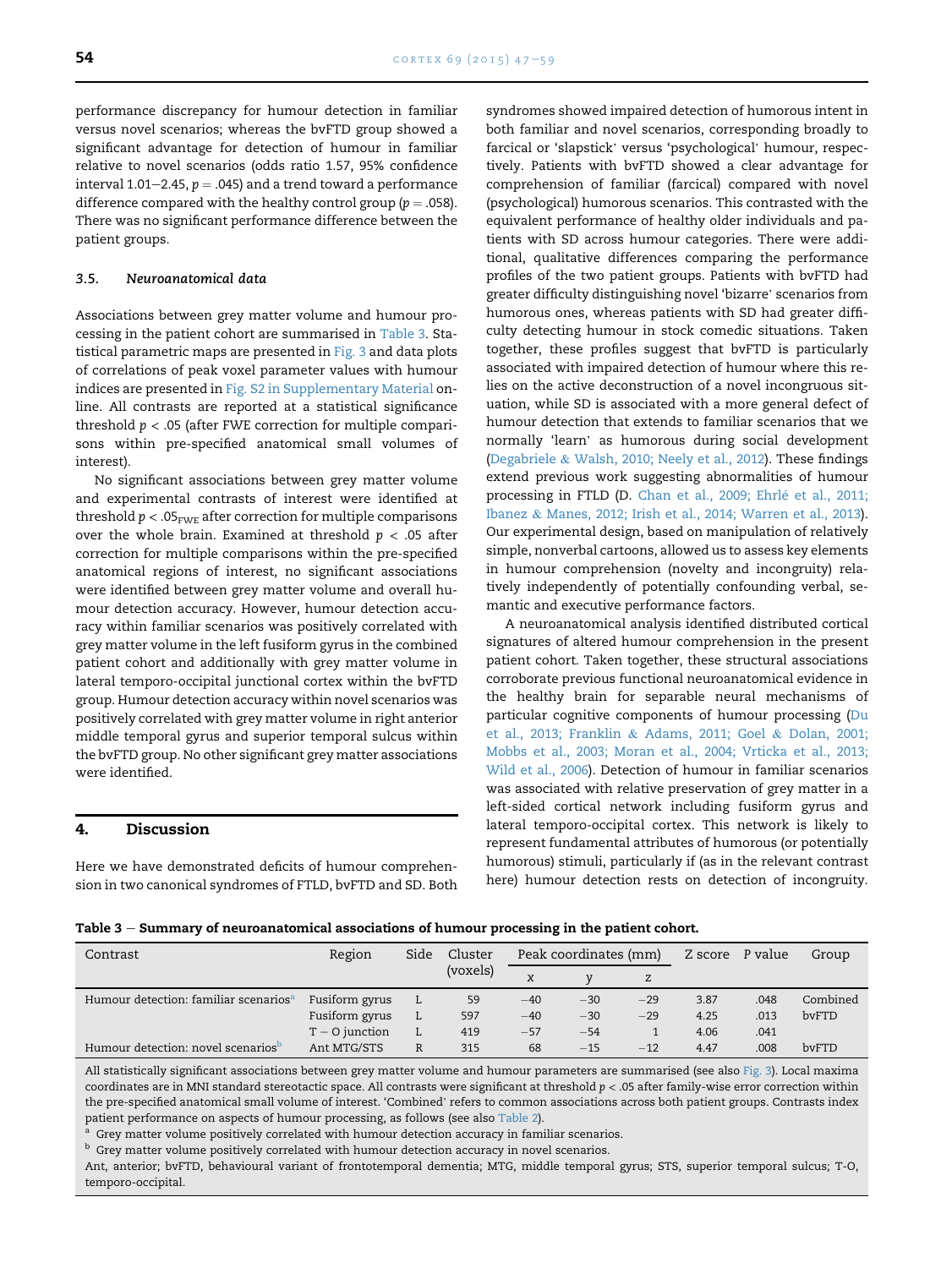performance discrepancy for humour detection in familiar versus novel scenarios; whereas the bvFTD group showed a significant advantage for detection of humour in familiar relative to novel scenarios (odds ratio 1.57, 95% confidence interval 1.01–2.45, $p = .045$) and a trend toward a performance difference compared with the healthy control group ($p = .058$). There was no significant performance difference between the patient groups.

### 3.5. Neuroanatomical data

Associations between grey matter volume and humour processing in the patient cohort are summarised in Table 3. Statistical parametric maps are presented in Fig. 3 and data plots of correlations of peak voxel parameter values with humour indices are presented in Fig. S2 in Supplementary Material online. All contrasts are reported at a statistical significance threshold $p < .05$ (after FWE correction for multiple comparisons within pre-specified anatomical small volumes of interest).

No significant associations between grey matter volume and experimental contrasts of interest were identified at threshold $p < .05_{FWE}$ after correction for multiple comparisons over the whole brain. Examined at threshold $p < .05$ after correction for multiple comparisons within the pre-specified anatomical regions of interest, no significant associations were identified between grey matter volume and overall humour detection accuracy. However, humour detection accuracy within familiar scenarios was positively correlated with grey matter volume in the left fusiform gyrus in the combined patient cohort and additionally with grey matter volume in lateral temporo-occipital junctional cortex within the bvFTD group. Humour detection accuracy within novel scenarios was positively correlated with grey matter volume in right anterior middle temporal gyrus and superior temporal sulcus within the bvFTD group. No other significant grey matter associations were identified.

## 4. Discussion

Here we have demonstrated deficits of humour comprehension in two canonical syndromes of FTLD, bvFTD and SD. Both syndromes showed impaired detection of humorous intent in both familiar and novel scenarios, corresponding broadly to farcical or 'slapstick' versus 'psychological' humour, respectively. Patients with bvFTD showed a clear advantage for comprehension of familiar (farcical) compared with novel (psychological) humorous scenarios. This contrasted with the equivalent performance of healthy older individuals and patients with SD across humour categories. There were additional, qualitative differences comparing the performance profiles of the two patient groups. Patients with bvFTD had greater difficulty distinguishing novel 'bizarre' scenarios from humorous ones, whereas patients with SD had greater difficulty detecting humour in stock comedic situations. Taken together, these profiles suggest that bvFTD is particularly associated with impaired detection of humour where this relies on the active deconstruction of a novel incongruous situation, while SD is associated with a more general defect of humour detection that extends to familiar scenarios that we normally 'learn' as humorous during social development (Degabriele & Walsh, 2010; Neely et al., 2012). These findings extend previous work suggesting abnormalities of humour processing in FTLD (D. Chan et al., 2009; Ehrlé et al., 2011; Ibanez & Manes, 2012; Irish et al., 2014; Warren et al., 2013). Our experimental design, based on manipulation of relatively simple, nonverbal cartoons, allowed us to assess key elements in humour comprehension (novelty and incongruity) relatively independently of potentially confounding verbal, semantic and executive performance factors.

A neuroanatomical analysis identified distributed cortical signatures of altered humour comprehension in the present patient cohort. Taken together, these structural associations corroborate previous functional neuroanatomical evidence in the healthy brain for separable neural mechanisms of particular cognitive components of humour processing (Du et al., 2013; Franklin & Adams, 2011; Goel & Dolan, 2001; Mobbs et al., 2003; Moran et al., 2004; Vrticka et al., 2013; Wild et al., 2006). Detection of humour in familiar scenarios was associated with relative preservation of grey matter in a left-sided cortical network including fusiform gyrus and lateral temporo-occipital cortex. This network is likely to represent fundamental attributes of humorous (or potentially humorous) stimuli, particularly if (as in the relevant contrast here) humour detection rests on detection of incongruity.

**Table 3 – Summary of neuroanatomical associations of humour processing in the patient cohort.**

| Contrast | Region | Side | Cluster (voxels) | Peak coordinates (mm) | | | Z score | P value | Group |
|---|---|---|---|---|---|---|---|---|---|
| | | | | x | y | z | | | |
| Humour detection: familiar scenarios[a] | Fusiform gyrus | L | 59 | −40 | −30 | −29 | 3.87 | .048 | Combined |
| | Fusiform gyrus | L | 597 | −40 | −30 | −29 | 4.25 | .013 | bvFTD |
| | T − O junction | L | 419 | −57 | −54 | 1 | 4.06 | .041 | |
| Humour detection: novel scenarios[b] | Ant MTG/STS | R | 315 | 68 | −15 | −12 | 4.47 | .008 | bvFTD |

All statistically significant associations between grey matter volume and humour parameters are summarised (see also Fig. 3). Local maxima coordinates are in MNI standard stereotactic space. All contrasts were significant at threshold $p < .05$ after family-wise error correction within the pre-specified anatomical small volume of interest. 'Combined' refers to common associations across both patient groups. Contrasts index patient performance on aspects of humour processing, as follows (see also Table 2).

[a] Grey matter volume positively correlated with humour detection accuracy in familiar scenarios.

[b] Grey matter volume positively correlated with humour detection accuracy in novel scenarios.

Ant, anterior; bvFTD, behavioural variant of frontotemporal dementia; MTG, middle temporal gyrus; STS, superior temporal sulcus; T-O, temporo-occipital.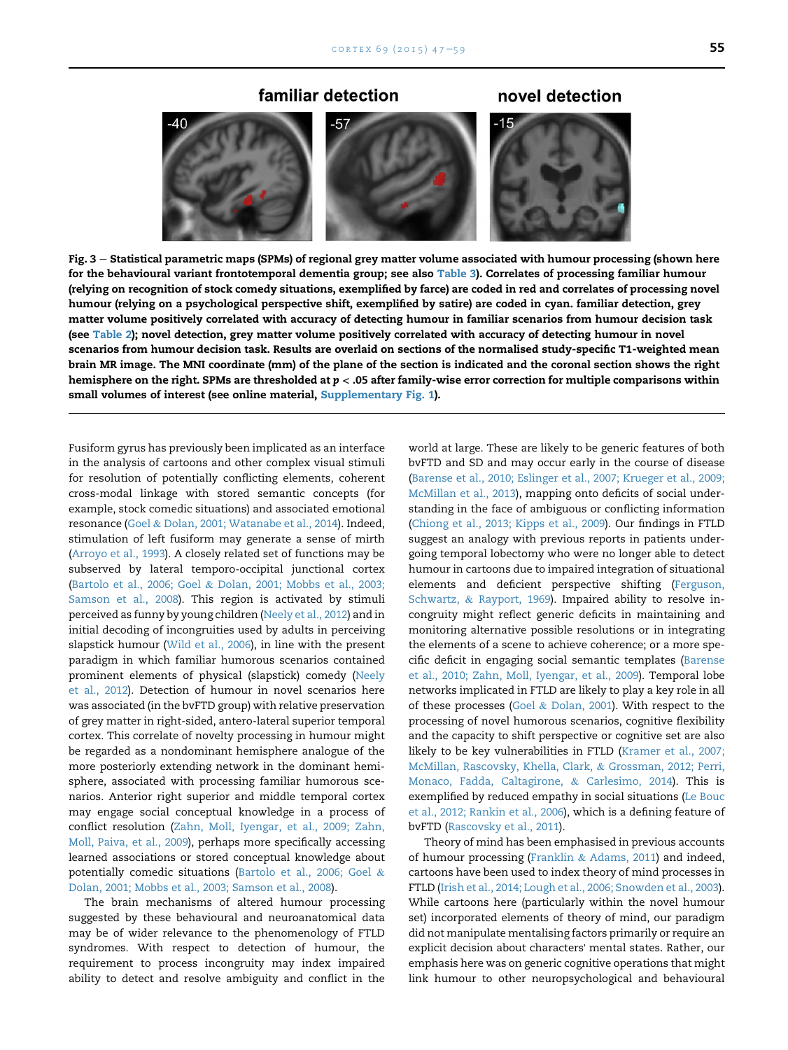**Fig. 3 – Statistical parametric maps (SPMs) of regional grey matter volume associated with humour processing (shown here for the behavioural variant frontotemporal dementia group; see also Table 3). Correlates of processing familiar humour (relying on recognition of stock comedy situations, exemplified by farce) are coded in red and correlates of processing novel humour (relying on a psychological perspective shift, exemplified by satire) are coded in cyan. familiar detection, grey matter volume positively correlated with accuracy of detecting humour in familiar scenarios from humour decision task (see Table 2); novel detection, grey matter volume positively correlated with accuracy of detecting humour in novel scenarios from humour decision task. Results are overlaid on sections of the normalised study-specific T1-weighted mean brain MR image. The MNI coordinate (mm) of the plane of the section is indicated and the coronal section shows the right hemisphere on the right. SPMs are thresholded at $p < .05$ after family-wise error correction for multiple comparisons within small volumes of interest (see online material, Supplementary Fig. 1).**

Fusiform gyrus has previously been implicated as an interface in the analysis of cartoons and other complex visual stimuli for resolution of potentially conflicting elements, coherent cross-modal linkage with stored semantic concepts (for example, stock comedic situations) and associated emotional resonance (Goel & Dolan, 2001; Watanabe et al., 2014). Indeed, stimulation of left fusiform may generate a sense of mirth (Arroyo et al., 1993). A closely related set of functions may be subserved by lateral temporo-occipital junctional cortex (Bartolo et al., 2006; Goel & Dolan, 2001; Mobbs et al., 2003; Samson et al., 2008). This region is activated by stimuli perceived as funny by young children (Neely et al., 2012) and in initial decoding of incongruities used by adults in perceiving slapstick humour (Wild et al., 2006), in line with the present paradigm in which familiar humorous scenarios contained prominent elements of physical (slapstick) comedy (Neely et al., 2012). Detection of humour in novel scenarios here was associated (in the bvFTD group) with relative preservation of grey matter in right-sided, antero-lateral superior temporal cortex. This correlate of novelty processing in humour might be regarded as a nondominant hemisphere analogue of the more posteriorly extending network in the dominant hemisphere, associated with processing familiar humorous scenarios. Anterior right superior and middle temporal cortex may engage social conceptual knowledge in a process of conflict resolution (Zahn, Moll, Iyengar, et al., 2009; Zahn, Moll, Paiva, et al., 2009), perhaps more specifically accessing learned associations or stored conceptual knowledge about potentially comedic situations (Bartolo et al., 2006; Goel & Dolan, 2001; Mobbs et al., 2003; Samson et al., 2008).

The brain mechanisms of altered humour processing suggested by these behavioural and neuroanatomical data may be of wider relevance to the phenomenology of FTLD syndromes. With respect to detection of humour, the requirement to process incongruity may index impaired ability to detect and resolve ambiguity and conflict in the world at large. These are likely to be generic features of both bvFTD and SD and may occur early in the course of disease (Barense et al., 2010; Eslinger et al., 2007; Krueger et al., 2009; McMillan et al., 2013), mapping onto deficits of social understanding in the face of ambiguous or conflicting information (Chiong et al., 2013; Kipps et al., 2009). Our findings in FTLD suggest an analogy with previous reports in patients undergoing temporal lobectomy who were no longer able to detect humour in cartoons due to impaired integration of situational elements and deficient perspective shifting (Ferguson, Schwartz, & Rayport, 1969). Impaired ability to resolve incongruity might reflect generic deficits in maintaining and monitoring alternative possible resolutions or in integrating the elements of a scene to achieve coherence; or a more specific deficit in engaging social semantic templates (Barense et al., 2010; Zahn, Moll, Iyengar, et al., 2009). Temporal lobe networks implicated in FTLD are likely to play a key role in all of these processes (Goel & Dolan, 2001). With respect to the processing of novel humorous scenarios, cognitive flexibility and the capacity to shift perspective or cognitive set are also likely to be key vulnerabilities in FTLD (Kramer et al., 2007; McMillan, Rascovsky, Khella, Clark, & Grossman, 2012; Perri, Monaco, Fadda, Caltagirone, & Carlesimo, 2014). This is exemplified by reduced empathy in social situations (Le Bouc et al., 2012; Rankin et al., 2006), which is a defining feature of bvFTD (Rascovsky et al., 2011).

Theory of mind has been emphasised in previous accounts of humour processing (Franklin & Adams, 2011) and indeed, cartoons have been used to index theory of mind processes in FTLD (Irish et al., 2014; Lough et al., 2006; Snowden et al., 2003). While cartoons here (particularly within the novel humour set) incorporated elements of theory of mind, our paradigm did not manipulate mentalising factors primarily or require an explicit decision about characters' mental states. Rather, our emphasis here was on generic cognitive operations that might link humour to other neuropsychological and behavioural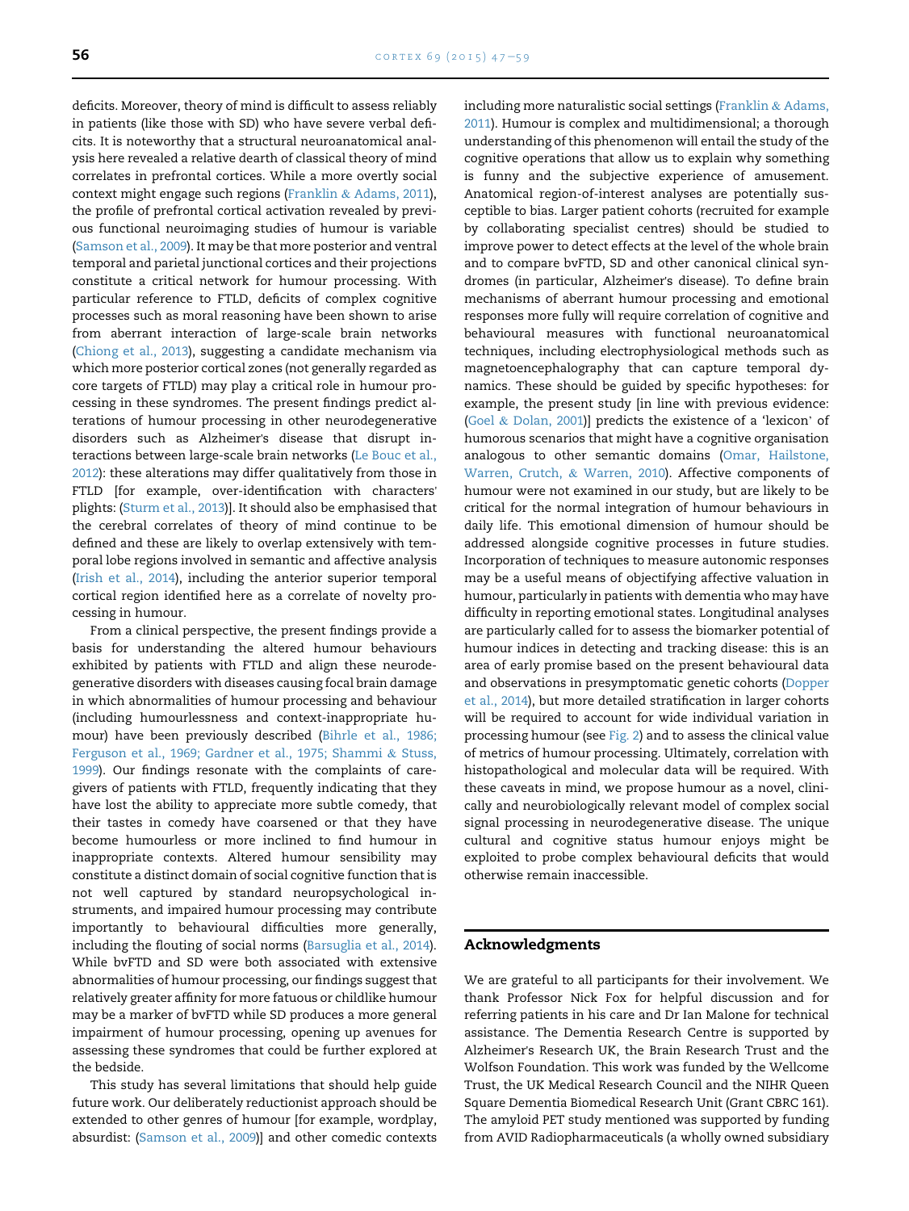deficits. Moreover, theory of mind is difficult to assess reliably in patients (like those with SD) who have severe verbal deficits. It is noteworthy that a structural neuroanatomical analysis here revealed a relative dearth of classical theory of mind correlates in prefrontal cortices. While a more overtly social context might engage such regions (Franklin & Adams, 2011), the profile of prefrontal cortical activation revealed by previous functional neuroimaging studies of humour is variable (Samson et al., 2009). It may be that more posterior and ventral temporal and parietal junctional cortices and their projections constitute a critical network for humour processing. With particular reference to FTLD, deficits of complex cognitive processes such as moral reasoning have been shown to arise from aberrant interaction of large-scale brain networks (Chiong et al., 2013), suggesting a candidate mechanism via which more posterior cortical zones (not generally regarded as core targets of FTLD) may play a critical role in humour processing in these syndromes. The present findings predict alterations of humour processing in other neurodegenerative disorders such as Alzheimer's disease that disrupt interactions between large-scale brain networks (Le Bouc et al., 2012): these alterations may differ qualitatively from those in FTLD [for example, over-identification with characters' plights: (Sturm et al., 2013)]. It should also be emphasised that the cerebral correlates of theory of mind continue to be defined and these are likely to overlap extensively with temporal lobe regions involved in semantic and affective analysis (Irish et al., 2014), including the anterior superior temporal cortical region identified here as a correlate of novelty processing in humour.

From a clinical perspective, the present findings provide a basis for understanding the altered humour behaviours exhibited by patients with FTLD and align these neurodegenerative disorders with diseases causing focal brain damage in which abnormalities of humour processing and behaviour (including humourlessness and context-inappropriate humour) have been previously described (Bihrle et al., 1986; Ferguson et al., 1969; Gardner et al., 1975; Shammi & Stuss, 1999). Our findings resonate with the complaints of caregivers of patients with FTLD, frequently indicating that they have lost the ability to appreciate more subtle comedy, that their tastes in comedy have coarsened or that they have become humourless or more inclined to find humour in inappropriate contexts. Altered humour sensibility may constitute a distinct domain of social cognitive function that is not well captured by standard neuropsychological instruments, and impaired humour processing may contribute importantly to behavioural difficulties more generally, including the flouting of social norms (Barsuglia et al., 2014). While bvFTD and SD were both associated with extensive abnormalities of humour processing, our findings suggest that relatively greater affinity for more fatuous or childlike humour may be a marker of bvFTD while SD produces a more general impairment of humour processing, opening up avenues for assessing these syndromes that could be further explored at the bedside.

This study has several limitations that should help guide future work. Our deliberately reductionist approach should be extended to other genres of humour [for example, wordplay, absurdist: (Samson et al., 2009)] and other comedic contexts including more naturalistic social settings (Franklin & Adams, 2011). Humour is complex and multidimensional; a thorough understanding of this phenomenon will entail the study of the cognitive operations that allow us to explain why something is funny and the subjective experience of amusement. Anatomical region-of-interest analyses are potentially susceptible to bias. Larger patient cohorts (recruited for example by collaborating specialist centres) should be studied to improve power to detect effects at the level of the whole brain and to compare bvFTD, SD and other canonical clinical syndromes (in particular, Alzheimer's disease). To define brain mechanisms of aberrant humour processing and emotional responses more fully will require correlation of cognitive and behavioural measures with functional neuroanatomical techniques, including electrophysiological methods such as magnetoencephalography that can capture temporal dynamics. These should be guided by specific hypotheses: for example, the present study [in line with previous evidence: (Goel & Dolan, 2001)] predicts the existence of a 'lexicon' of humorous scenarios that might have a cognitive organisation analogous to other semantic domains (Omar, Hailstone, Warren, Crutch, & Warren, 2010). Affective components of humour were not examined in our study, but are likely to be critical for the normal integration of humour behaviours in daily life. This emotional dimension of humour should be addressed alongside cognitive processes in future studies. Incorporation of techniques to measure autonomic responses may be a useful means of objectifying affective valuation in humour, particularly in patients with dementia who may have difficulty in reporting emotional states. Longitudinal analyses are particularly called for to assess the biomarker potential of humour indices in detecting and tracking disease: this is an area of early promise based on the present behavioural data and observations in presymptomatic genetic cohorts (Dopper et al., 2014), but more detailed stratification in larger cohorts will be required to account for wide individual variation in processing humour (see Fig. 2) and to assess the clinical value of metrics of humour processing. Ultimately, correlation with histopathological and molecular data will be required. With these caveats in mind, we propose humour as a novel, clinically and neurobiologically relevant model of complex social signal processing in neurodegenerative disease. The unique cultural and cognitive status humour enjoys might be exploited to probe complex behavioural deficits that would otherwise remain inaccessible.

## Acknowledgments

We are grateful to all participants for their involvement. We thank Professor Nick Fox for helpful discussion and for referring patients in his care and Dr Ian Malone for technical assistance. The Dementia Research Centre is supported by Alzheimer's Research UK, the Brain Research Trust and the Wolfson Foundation. This work was funded by the Wellcome Trust, the UK Medical Research Council and the NIHR Queen Square Dementia Biomedical Research Unit (Grant CBRC 161). The amyloid PET study mentioned was supported by funding from AVID Radiopharmaceuticals (a wholly owned subsidiary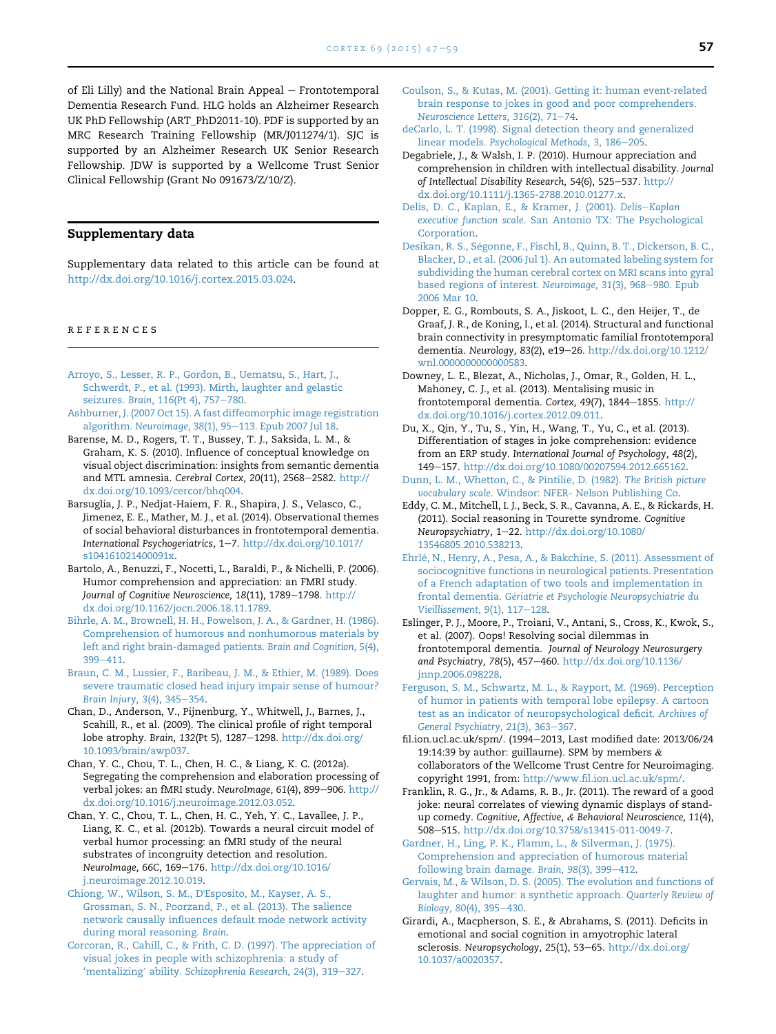of Eli Lilly) and the National Brain Appeal – Frontotemporal Dementia Research Fund. HLG holds an Alzheimer Research UK PhD Fellowship (ART_PhD2011-10). PDF is supported by an MRC Research Training Fellowship (MR/J011274/1). SJC is supported by an Alzheimer Research UK Senior Research Fellowship. JDW is supported by a Wellcome Trust Senior Clinical Fellowship (Grant No 091673/Z/10/Z).

## Supplementary data

Supplementary data related to this article can be found at http://dx.doi.org/10.1016/j.cortex.2015.03.024.

## REFERENCES

Arroyo, S., Lesser, R. P., Gordon, B., Uematsu, S., Hart, J., Schwerdt, P., et al. (1993). Mirth, laughter and gelastic seizures. *Brain, 116*(Pt 4), 757–780.

Ashburner, J. (2007 Oct 15). A fast diffeomorphic image registration algorithm. *Neuroimage, 38*(1), 95–113. Epub 2007 Jul 18.

Barense, M. D., Rogers, T. T., Bussey, T. J., Saksida, L. M., & Graham, K. S. (2010). Influence of conceptual knowledge on visual object discrimination: insights from semantic dementia and MTL amnesia. *Cerebral Cortex, 20*(11), 2568–2582. http://dx.doi.org/10.1093/cercor/bhq004.

Barsuglia, J. P., Nedjat-Haiem, F. R., Shapira, J. S., Velasco, C., Jimenez, E. E., Mather, M. J., et al. (2014). Observational themes of social behavioral disturbances in frontotemporal dementia. *International Psychogeriatrics*, 1–7. http://dx.doi.org/10.1017/s104161021400091x.

Bartolo, A., Benuzzi, F., Nocetti, L., Baraldi, P., & Nichelli, P. (2006). Humor comprehension and appreciation: an FMRI study. *Journal of Cognitive Neuroscience, 18*(11), 1789–1798. http://dx.doi.org/10.1162/jocn.2006.18.11.1789.

Bihrle, A. M., Brownell, H. H., Powelson, J. A., & Gardner, H. (1986). Comprehension of humorous and nonhumorous materials by left and right brain-damaged patients. *Brain and Cognition, 5*(4), 399–411.

Braun, C. M., Lussier, F., Baribeau, J. M., & Ethier, M. (1989). Does severe traumatic closed head injury impair sense of humour? *Brain Injury, 3*(4), 345–354.

Chan, D., Anderson, V., Pijnenburg, Y., Whitwell, J., Barnes, J., Scahill, R., et al. (2009). The clinical profile of right temporal lobe atrophy. *Brain, 132*(Pt 5), 1287–1298. http://dx.doi.org/10.1093/brain/awp037.

Chan, Y. C., Chou, T. L., Chen, H. C., & Liang, K. C. (2012a). Segregating the comprehension and elaboration processing of verbal jokes: an fMRI study. *NeuroImage, 61*(4), 899–906. http://dx.doi.org/10.1016/j.neuroimage.2012.03.052.

Chan, Y. C., Chou, T. L., Chen, H. C., Yeh, Y. C., Lavallee, J. P., Liang, K. C., et al. (2012b). Towards a neural circuit model of verbal humor processing: an fMRI study of the neural substrates of incongruity detection and resolution. *NeuroImage, 66C*, 169–176. http://dx.doi.org/10.1016/j.neuroimage.2012.10.019.

Chiong, W., Wilson, S. M., D'Esposito, M., Kayser, A. S., Grossman, S. N., Poorzand, P., et al. (2013). The salience network causally influences default mode network activity during moral reasoning. *Brain*.

Corcoran, R., Cahill, C., & Frith, C. D. (1997). The appreciation of visual jokes in people with schizophrenia: a study of 'mentalizing' ability. *Schizophrenia Research, 24*(3), 319–327.

Coulson, S., & Kutas, M. (2001). Getting it: human event-related brain response to jokes in good and poor comprehenders. *Neuroscience Letters, 316*(2), 71–74.

deCarlo, L. T. (1998). Signal detection theory and generalized linear models. *Psychological Methods, 3*, 186–205.

Degabriele, J., & Walsh, I. P. (2010). Humour appreciation and comprehension in children with intellectual disability. *Journal of Intellectual Disability Research, 54*(6), 525–537. http://dx.doi.org/10.1111/j.1365-2788.2010.01277.x.

Delis, D. C., Kaplan, E., & Kramer, J. (2001). *Delis–Kaplan executive function scale*. San Antonio TX: The Psychological Corporation.

Desikan, R. S., Ségonne, F., Fischl, B., Quinn, B. T., Dickerson, B. C., Blacker, D., et al. (2006 Jul 1). An automated labeling system for subdividing the human cerebral cortex on MRI scans into gyral based regions of interest. *Neuroimage, 31*(3), 968–980. Epub 2006 Mar 10.

Dopper, E. G., Rombouts, S. A., Jiskoot, L. C., den Heijer, T., de Graaf, J. R., de Koning, I., et al. (2014). Structural and functional brain connectivity in presymptomatic familial frontotemporal dementia. *Neurology, 83*(2), e19–26. http://dx.doi.org/10.1212/wnl.0000000000000583.

Downey, L. E., Blezat, A., Nicholas, J., Omar, R., Golden, H. L., Mahoney, C. J., et al. (2013). Mentalising music in frontotemporal dementia. *Cortex, 49*(7), 1844–1855. http://dx.doi.org/10.1016/j.cortex.2012.09.011.

Du, X., Qin, Y., Tu, S., Yin, H., Wang, T., Yu, C., et al. (2013). Differentiation of stages in joke comprehension: evidence from an ERP study. *International Journal of Psychology, 48*(2), 149–157. http://dx.doi.org/10.1080/00207594.2012.665162.

Dunn, L. M., Whetton, C., & Pintilie, D. (1982). *The British picture vocabulary scale*. Windsor: NFER- Nelson Publishing Co.

Eddy, C. M., Mitchell, I. J., Beck, S. R., Cavanna, A. E., & Rickards, H. (2011). Social reasoning in Tourette syndrome. *Cognitive Neuropsychiatry*, 1–22. http://dx.doi.org/10.1080/13546805.2010.538213.

Ehrlé, N., Henry, A., Pesa, A., & Bakchine, S. (2011). Assessment of sociocognitive functions in neurological patients. Presentation of a French adaptation of two tools and implementation in frontal dementia. *Gériatrie et Psychologie Neuropsychiatrie du Vieillissement, 9*(1), 117–128.

Eslinger, P. J., Moore, P., Troiani, V., Antani, S., Cross, K., Kwok, S., et al. (2007). Oops! Resolving social dilemmas in frontotemporal dementia. *Journal of Neurology Neurosurgery and Psychiatry, 78*(5), 457–460. http://dx.doi.org/10.1136/jnnp.2006.098228.

Ferguson, S. M., Schwartz, M. L., & Rayport, M. (1969). Perception of humor in patients with temporal lobe epilepsy. A cartoon test as an indicator of neuropsychological deficit. *Archives of General Psychiatry, 21*(3), 363–367.

fil.ion.ucl.ac.uk/spm/. (1994–2013, Last modified date: 2013/06/24 19:14:39 by author: guillaume). SPM by members & collaborators of the Wellcome Trust Centre for Neuroimaging. copyright 1991, from: http://www.fil.ion.ucl.ac.uk/spm/.

Franklin, R. G., Jr., & Adams, R. B., Jr. (2011). The reward of a good joke: neural correlates of viewing dynamic displays of stand-up comedy. *Cognitive, Affective, & Behavioral Neuroscience, 11*(4), 508–515. http://dx.doi.org/10.3758/s13415-011-0049-7.

Gardner, H., Ling, P. K., Flamm, L., & Silverman, J. (1975). Comprehension and appreciation of humorous material following brain damage. *Brain, 98*(3), 399–412.

Gervais, M., & Wilson, D. S. (2005). The evolution and functions of laughter and humor: a synthetic approach. *Quarterly Review of Biology, 80*(4), 395–430.

Girardi, A., Macpherson, S. E., & Abrahams, S. (2011). Deficits in emotional and social cognition in amyotrophic lateral sclerosis. *Neuropsychology, 25*(1), 53–65. http://dx.doi.org/10.1037/a0020357.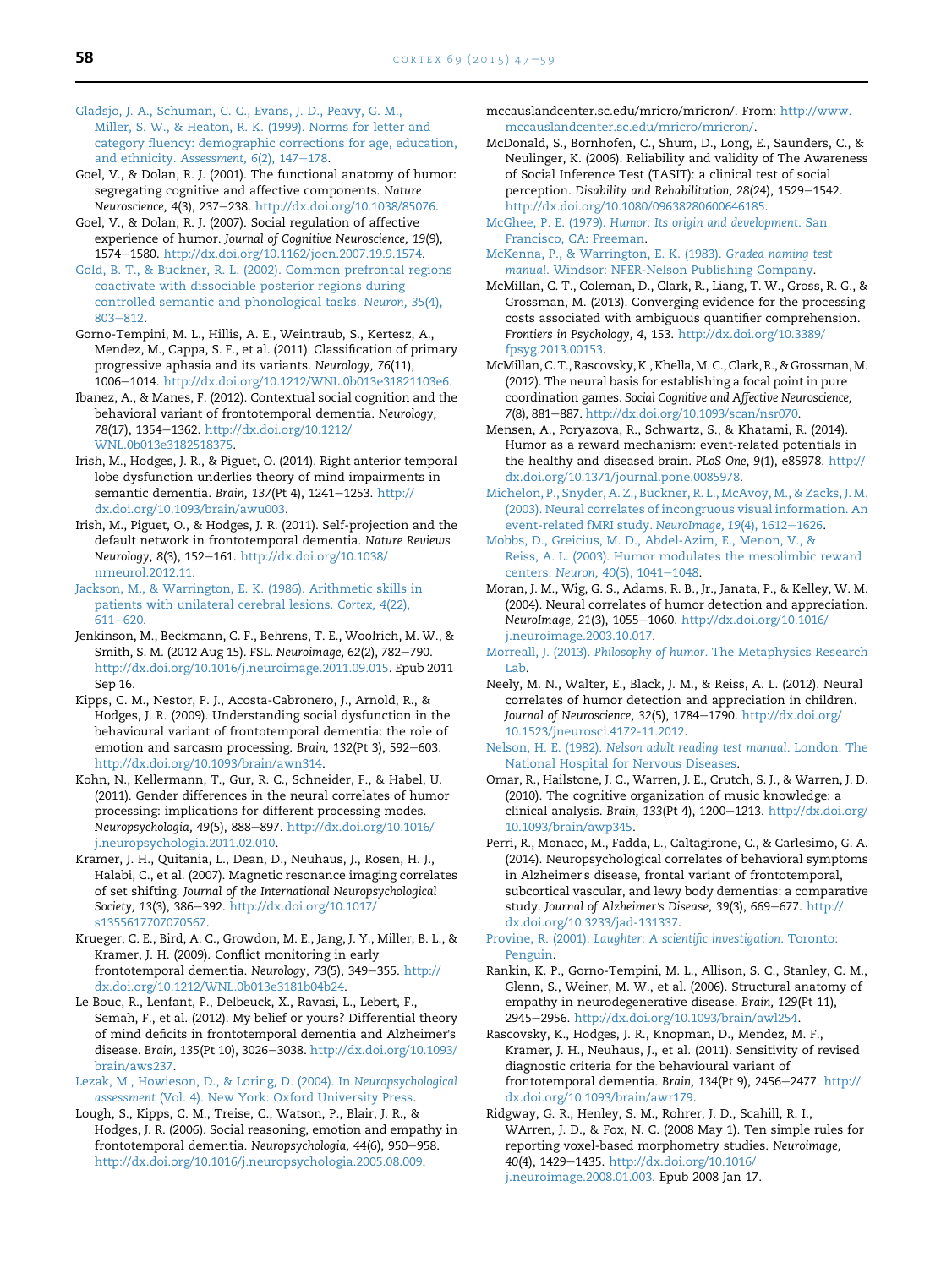Gladsjo, J. A., Schuman, C. C., Evans, J. D., Peavy, G. M., Miller, S. W., & Heaton, R. K. (1999). Norms for letter and category fluency: demographic corrections for age, education, and ethnicity. *Assessment, 6*(2), 147–178.

Goel, V., & Dolan, R. J. (2001). The functional anatomy of humor: segregating cognitive and affective components. *Nature Neuroscience, 4*(3), 237–238. http://dx.doi.org/10.1038/85076.

Goel, V., & Dolan, R. J. (2007). Social regulation of affective experience of humor. *Journal of Cognitive Neuroscience, 19*(9), 1574–1580. http://dx.doi.org/10.1162/jocn.2007.19.9.1574.

Gold, B. T., & Buckner, R. L. (2002). Common prefrontal regions coactivate with dissociable posterior regions during controlled semantic and phonological tasks. *Neuron, 35*(4), 803–812.

Gorno-Tempini, M. L., Hillis, A. E., Weintraub, S., Kertesz, A., Mendez, M., Cappa, S. F., et al. (2011). Classification of primary progressive aphasia and its variants. *Neurology, 76*(11), 1006–1014. http://dx.doi.org/10.1212/WNL.0b013e31821103e6.

Ibanez, A., & Manes, F. (2012). Contextual social cognition and the behavioral variant of frontotemporal dementia. *Neurology, 78*(17), 1354–1362. http://dx.doi.org/10.1212/WNL.0b013e3182518375.

Irish, M., Hodges, J. R., & Piguet, O. (2014). Right anterior temporal lobe dysfunction underlies theory of mind impairments in semantic dementia. *Brain, 137*(Pt 4), 1241–1253. http://dx.doi.org/10.1093/brain/awu003.

Irish, M., Piguet, O., & Hodges, J. R. (2011). Self-projection and the default network in frontotemporal dementia. *Nature Reviews Neurology, 8*(3), 152–161. http://dx.doi.org/10.1038/nrneurol.2012.11.

Jackson, M., & Warrington, E. K. (1986). Arithmetic skills in patients with unilateral cerebral lesions. *Cortex, 4*(22), 611–620.

Jenkinson, M., Beckmann, C. F., Behrens, T. E., Woolrich, M. W., & Smith, S. M. (2012 Aug 15). FSL. *Neuroimage, 62*(2), 782–790. http://dx.doi.org/10.1016/j.neuroimage.2011.09.015. Epub 2011 Sep 16.

Kipps, C. M., Nestor, P. J., Acosta-Cabronero, J., Arnold, R., & Hodges, J. R. (2009). Understanding social dysfunction in the behavioural variant of frontotemporal dementia: the role of emotion and sarcasm processing. *Brain, 132*(Pt 3), 592–603. http://dx.doi.org/10.1093/brain/awn314.

Kohn, N., Kellermann, T., Gur, R. C., Schneider, F., & Habel, U. (2011). Gender differences in the neural correlates of humor processing: implications for different processing modes. *Neuropsychologia, 49*(5), 888–897. http://dx.doi.org/10.1016/j.neuropsychologia.2011.02.010.

Kramer, J. H., Quitania, L., Dean, D., Neuhaus, J., Rosen, H. J., Halabi, C., et al. (2007). Magnetic resonance imaging correlates of set shifting. *Journal of the International Neuropsychological Society, 13*(3), 386–392. http://dx.doi.org/10.1017/s1355617707070567.

Krueger, C. E., Bird, A. C., Growdon, M. E., Jang, J. Y., Miller, B. L., & Kramer, J. H. (2009). Conflict monitoring in early frontotemporal dementia. *Neurology, 73*(5), 349–355. http://dx.doi.org/10.1212/WNL.0b013e3181b04b24.

Le Bouc, R., Lenfant, P., Delbeuck, X., Ravasi, L., Lebert, F., Semah, F., et al. (2012). My belief or yours? Differential theory of mind deficits in frontotemporal dementia and Alzheimer's disease. *Brain, 135*(Pt 10), 3026–3038. http://dx.doi.org/10.1093/brain/aws237.

Lezak, M., Howieson, D., & Loring, D. (2004). In *Neuropsychological assessment* (Vol. 4). New York: Oxford University Press.

Lough, S., Kipps, C. M., Treise, C., Watson, P., Blair, J. R., & Hodges, J. R. (2006). Social reasoning, emotion and empathy in frontotemporal dementia. *Neuropsychologia, 44*(6), 950–958. http://dx.doi.org/10.1016/j.neuropsychologia.2005.08.009.

mccauslandcenter.sc.edu/mricro/mricron/. From: http://www.mccauslandcenter.sc.edu/mricro/mricron/.

McDonald, S., Bornhofen, C., Shum, D., Long, E., Saunders, C., & Neulinger, K. (2006). Reliability and validity of The Awareness of Social Inference Test (TASIT): a clinical test of social perception. *Disability and Rehabilitation, 28*(24), 1529–1542. http://dx.doi.org/10.1080/09638280600646185.

McGhee, P. E. (1979). *Humor: Its origin and development*. San Francisco, CA: Freeman.

McKenna, P., & Warrington, E. K. (1983). *Graded naming test manual*. Windsor: NFER-Nelson Publishing Company.

McMillan, C. T., Coleman, D., Clark, R., Liang, T. W., Gross, R. G., & Grossman, M. (2013). Converging evidence for the processing costs associated with ambiguous quantifier comprehension. *Frontiers in Psychology, 4*, 153. http://dx.doi.org/10.3389/fpsyg.2013.00153.

McMillan, C. T., Rascovsky, K., Khella, M. C., Clark, R., & Grossman, M. (2012). The neural basis for establishing a focal point in pure coordination games. *Social Cognitive and Affective Neuroscience, 7*(8), 881–887. http://dx.doi.org/10.1093/scan/nsr070.

Mensen, A., Poryazova, R., Schwartz, S., & Khatami, R. (2014). Humor as a reward mechanism: event-related potentials in the healthy and diseased brain. *PLoS One, 9*(1), e85978. http://dx.doi.org/10.1371/journal.pone.0085978.

Michelon, P., Snyder, A. Z., Buckner, R. L., McAvoy, M., & Zacks, J. M. (2003). Neural correlates of incongruous visual information. An event-related fMRI study. *NeuroImage, 19*(4), 1612–1626.

Mobbs, D., Greicius, M. D., Abdel-Azim, E., Menon, V., & Reiss, A. L. (2003). Humor modulates the mesolimbic reward centers. *Neuron, 40*(5), 1041–1048.

Moran, J. M., Wig, G. S., Adams, R. B., Jr., Janata, P., & Kelley, W. M. (2004). Neural correlates of humor detection and appreciation. *NeuroImage, 21*(3), 1055–1060. http://dx.doi.org/10.1016/j.neuroimage.2003.10.017.

Morreall, J. (2013). *Philosophy of humor*. The Metaphysics Research Lab.

Neely, M. N., Walter, E., Black, J. M., & Reiss, A. L. (2012). Neural correlates of humor detection and appreciation in children. *Journal of Neuroscience, 32*(5), 1784–1790. http://dx.doi.org/10.1523/jneurosci.4172-11.2012.

Nelson, H. E. (1982). *Nelson adult reading test manual*. London: The National Hospital for Nervous Diseases.

Omar, R., Hailstone, J. C., Warren, J. E., Crutch, S. J., & Warren, J. D. (2010). The cognitive organization of music knowledge: a clinical analysis. *Brain, 133*(Pt 4), 1200–1213. http://dx.doi.org/10.1093/brain/awp345.

Perri, R., Monaco, M., Fadda, L., Caltagirone, C., & Carlesimo, G. A. (2014). Neuropsychological correlates of behavioral symptoms in Alzheimer's disease, frontal variant of frontotemporal, subcortical vascular, and lewy body dementias: a comparative study. *Journal of Alzheimer's Disease, 39*(3), 669–677. http://dx.doi.org/10.3233/jad-131337.

Provine, R. (2001). *Laughter: A scientific investigation*. Toronto: Penguin.

Rankin, K. P., Gorno-Tempini, M. L., Allison, S. C., Stanley, C. M., Glenn, S., Weiner, M. W., et al. (2006). Structural anatomy of empathy in neurodegenerative disease. *Brain, 129*(Pt 11), 2945–2956. http://dx.doi.org/10.1093/brain/awl254.

Rascovsky, K., Hodges, J. R., Knopman, D., Mendez, M. F., Kramer, J. H., Neuhaus, J., et al. (2011). Sensitivity of revised diagnostic criteria for the behavioural variant of frontotemporal dementia. *Brain, 134*(Pt 9), 2456–2477. http://dx.doi.org/10.1093/brain/awr179.

Ridgway, G. R., Henley, S. M., Rohrer, J. D., Scahill, R. I., WArren, J. D., & Fox, N. C. (2008 May 1). Ten simple rules for reporting voxel-based morphometry studies. *Neuroimage, 40*(4), 1429–1435. http://dx.doi.org/10.1016/j.neuroimage.2008.01.003. Epub 2008 Jan 17.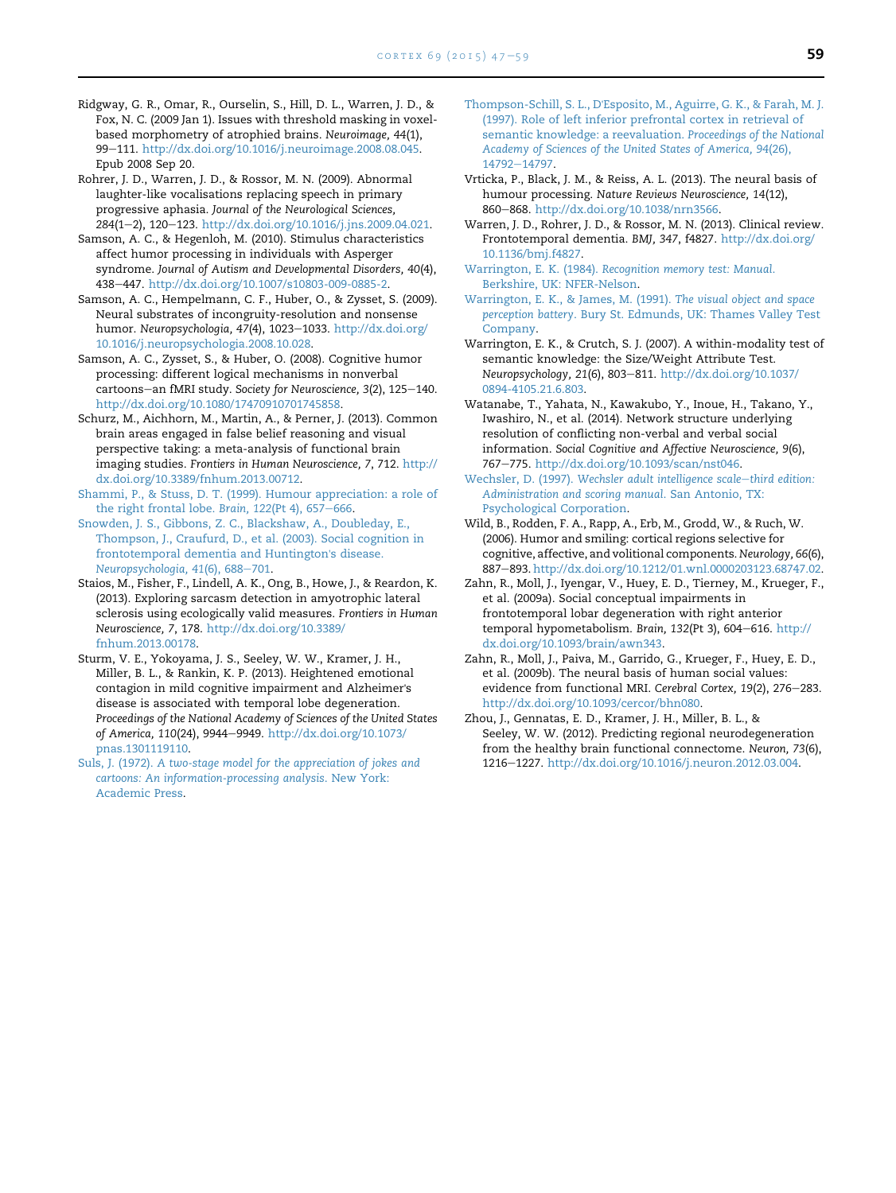Ridgway, G. R., Omar, R., Ourselin, S., Hill, D. L., Warren, J. D., & Fox, N. C. (2009 Jan 1). Issues with threshold masking in voxel-based morphometry of atrophied brains. *Neuroimage, 44*(1), 99–111. http://dx.doi.org/10.1016/j.neuroimage.2008.08.045. Epub 2008 Sep 20.

Rohrer, J. D., Warren, J. D., & Rossor, M. N. (2009). Abnormal laughter-like vocalisations replacing speech in primary progressive aphasia. *Journal of the Neurological Sciences, 284*(1–2), 120–123. http://dx.doi.org/10.1016/j.jns.2009.04.021.

Samson, A. C., & Hegenloh, M. (2010). Stimulus characteristics affect humor processing in individuals with Asperger syndrome. *Journal of Autism and Developmental Disorders, 40*(4), 438–447. http://dx.doi.org/10.1007/s10803-009-0885-2.

Samson, A. C., Hempelmann, C. F., Huber, O., & Zysset, S. (2009). Neural substrates of incongruity-resolution and nonsense humor. *Neuropsychologia, 47*(4), 1023–1033. http://dx.doi.org/10.1016/j.neuropsychologia.2008.10.028.

Samson, A. C., Zysset, S., & Huber, O. (2008). Cognitive humor processing: different logical mechanisms in nonverbal cartoons—an fMRI study. *Society for Neuroscience, 3*(2), 125–140. http://dx.doi.org/10.1080/17470910701745858.

Schurz, M., Aichhorn, M., Martin, A., & Perner, J. (2013). Common brain areas engaged in false belief reasoning and visual perspective taking: a meta-analysis of functional brain imaging studies. *Frontiers in Human Neuroscience, 7*, 712. http://dx.doi.org/10.3389/fnhum.2013.00712.

Shammi, P., & Stuss, D. T. (1999). Humour appreciation: a role of the right frontal lobe. *Brain, 122*(Pt 4), 657–666.

Snowden, J. S., Gibbons, Z. C., Blackshaw, A., Doubleday, E., Thompson, J., Craufurd, D., et al. (2003). Social cognition in frontotemporal dementia and Huntington's disease. *Neuropsychologia, 41*(6), 688–701.

Staios, M., Fisher, F., Lindell, A. K., Ong, B., Howe, J., & Reardon, K. (2013). Exploring sarcasm detection in amyotrophic lateral sclerosis using ecologically valid measures. *Frontiers in Human Neuroscience, 7*, 178. http://dx.doi.org/10.3389/fnhum.2013.00178.

Sturm, V. E., Yokoyama, J. S., Seeley, W. W., Kramer, J. H., Miller, B. L., & Rankin, K. P. (2013). Heightened emotional contagion in mild cognitive impairment and Alzheimer's disease is associated with temporal lobe degeneration. *Proceedings of the National Academy of Sciences of the United States of America, 110*(24), 9944–9949. http://dx.doi.org/10.1073/pnas.1301119110.

Suls, J. (1972). *A two-stage model for the appreciation of jokes and cartoons: An information-processing analysis*. New York: Academic Press.

Thompson-Schill, S. L., D'Esposito, M., Aguirre, G. K., & Farah, M. J. (1997). Role of left inferior prefrontal cortex in retrieval of semantic knowledge: a reevaluation. *Proceedings of the National Academy of Sciences of the United States of America, 94*(26), 14792–14797.

Vrticka, P., Black, J. M., & Reiss, A. L. (2013). The neural basis of humour processing. *Nature Reviews Neuroscience, 14*(12), 860–868. http://dx.doi.org/10.1038/nrn3566.

Warren, J. D., Rohrer, J. D., & Rossor, M. N. (2013). Clinical review. Frontotemporal dementia. *BMJ, 347*, f4827. http://dx.doi.org/10.1136/bmj.f4827.

Warrington, E. K. (1984). *Recognition memory test: Manual*. Berkshire, UK: NFER-Nelson.

Warrington, E. K., & James, M. (1991). *The visual object and space perception battery*. Bury St. Edmunds, UK: Thames Valley Test Company.

Warrington, E. K., & Crutch, S. J. (2007). A within-modality test of semantic knowledge: the Size/Weight Attribute Test. *Neuropsychology, 21*(6), 803–811. http://dx.doi.org/10.1037/0894-4105.21.6.803.

Watanabe, T., Yahata, N., Kawakubo, Y., Inoue, H., Takano, Y., Iwashiro, N., et al. (2014). Network structure underlying resolution of conflicting non-verbal and verbal social information. *Social Cognitive and Affective Neuroscience, 9*(6), 767–775. http://dx.doi.org/10.1093/scan/nst046.

Wechsler, D. (1997). *Wechsler adult intelligence scale—third edition: Administration and scoring manual*. San Antonio, TX: Psychological Corporation.

Wild, B., Rodden, F. A., Rapp, A., Erb, M., Grodd, W., & Ruch, W. (2006). Humor and smiling: cortical regions selective for cognitive, affective, and volitional components. *Neurology, 66*(6), 887–893. http://dx.doi.org/10.1212/01.wnl.0000203123.68747.02.

Zahn, R., Moll, J., Iyengar, V., Huey, E. D., Tierney, M., Krueger, F., et al. (2009a). Social conceptual impairments in frontotemporal lobar degeneration with right anterior temporal hypometabolism. *Brain, 132*(Pt 3), 604–616. http://dx.doi.org/10.1093/brain/awn343.

Zahn, R., Moll, J., Paiva, M., Garrido, G., Krueger, F., Huey, E. D., et al. (2009b). The neural basis of human social values: evidence from functional MRI. *Cerebral Cortex, 19*(2), 276–283. http://dx.doi.org/10.1093/cercor/bhn080.

Zhou, J., Gennatas, E. D., Kramer, J. H., Miller, B. L., & Seeley, W. W. (2012). Predicting regional neurodegeneration from the healthy brain functional connectome. *Neuron, 73*(6), 1216–1227. http://dx.doi.org/10.1016/j.neuron.2012.03.004.